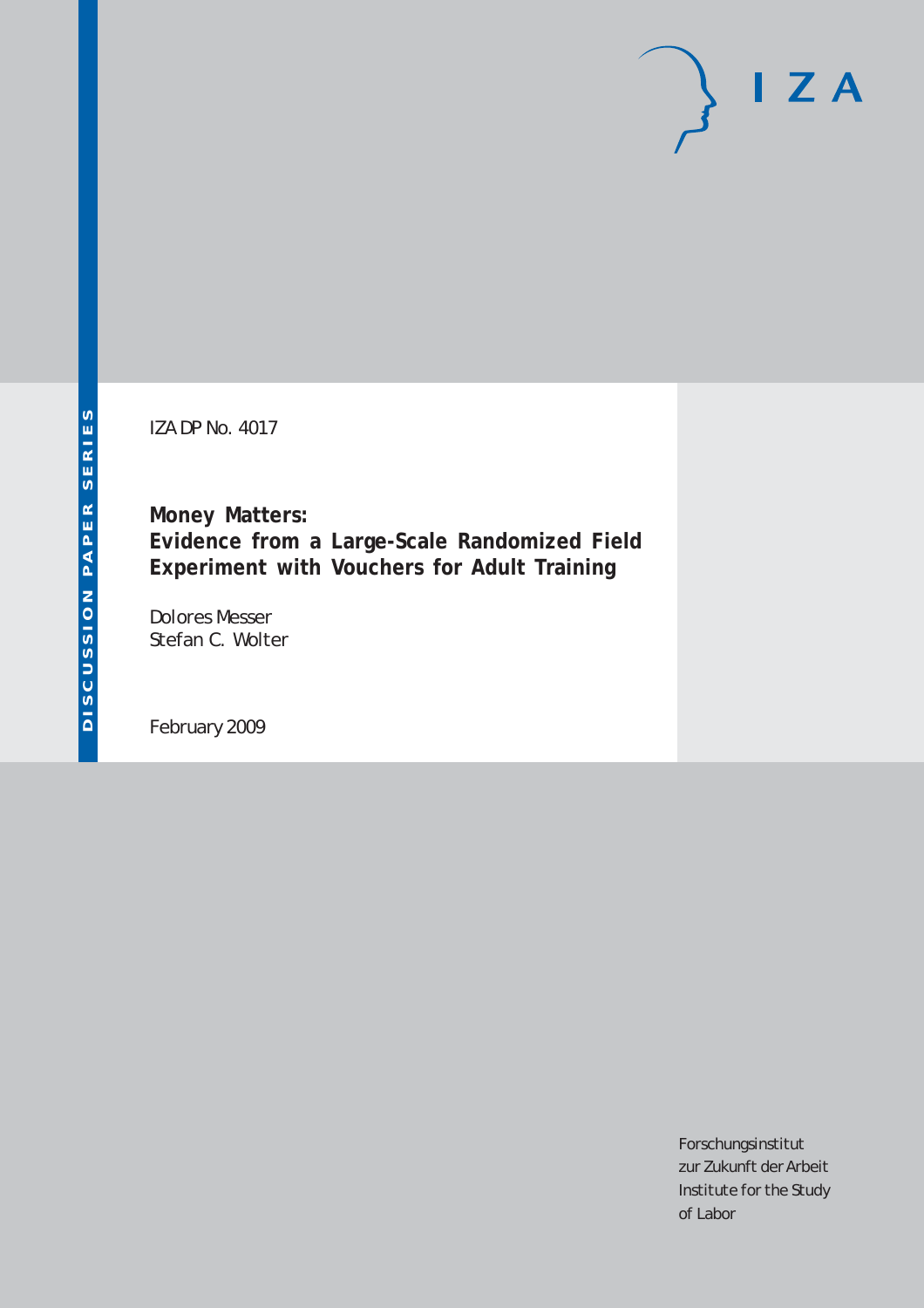DISCUSSION PAPER SERIES

IZA

IZA DP No. 4017

# Money Matters: Evidence from a Large-Scale Randomized Field Experiment with Vouchers for Adult Training

Dolores Messer
Stefan C. Wolter

February 2009

Forschungsinstitut
zur Zukunft der Arbeit
Institute for the Study
of Labor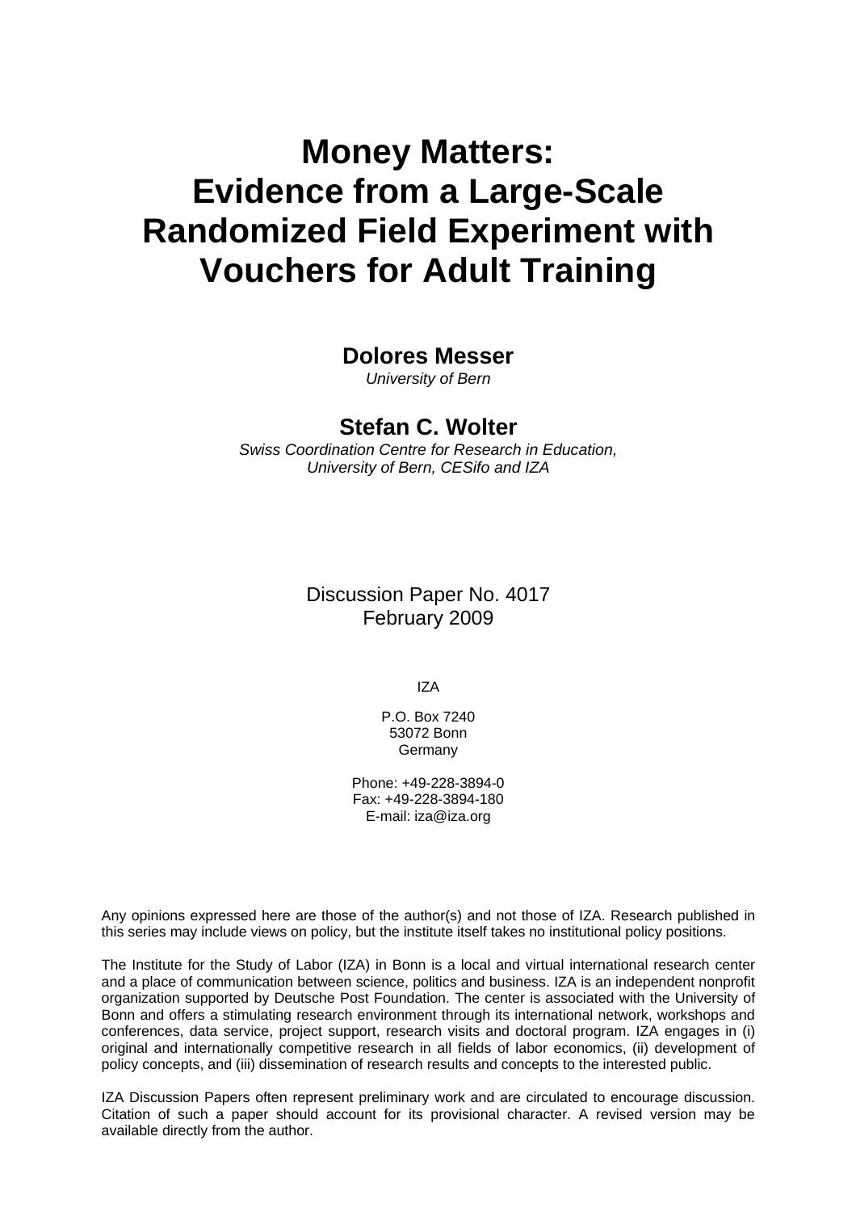# Money Matters: Evidence from a Large-Scale Randomized Field Experiment with Vouchers for Adult Training

**Dolores Messer**

*University of Bern*

**Stefan C. Wolter**

*Swiss Coordination Centre for Research in Education, University of Bern, CESifo and IZA*

Discussion Paper No. 4017
February 2009

IZA

P.O. Box 7240
53072 Bonn
Germany

Phone: +49-228-3894-0
Fax: +49-228-3894-180
E-mail: iza@iza.org

Any opinions expressed here are those of the author(s) and not those of IZA. Research published in this series may include views on policy, but the institute itself takes no institutional policy positions.

The Institute for the Study of Labor (IZA) in Bonn is a local and virtual international research center and a place of communication between science, politics and business. IZA is an independent nonprofit organization supported by Deutsche Post Foundation. The center is associated with the University of Bonn and offers a stimulating research environment through its international network, workshops and conferences, data service, project support, research visits and doctoral program. IZA engages in (i) original and internationally competitive research in all fields of labor economics, (ii) development of policy concepts, and (iii) dissemination of research results and concepts to the interested public.

IZA Discussion Papers often represent preliminary work and are circulated to encourage discussion. Citation of such a paper should account for its provisional character. A revised version may be available directly from the author.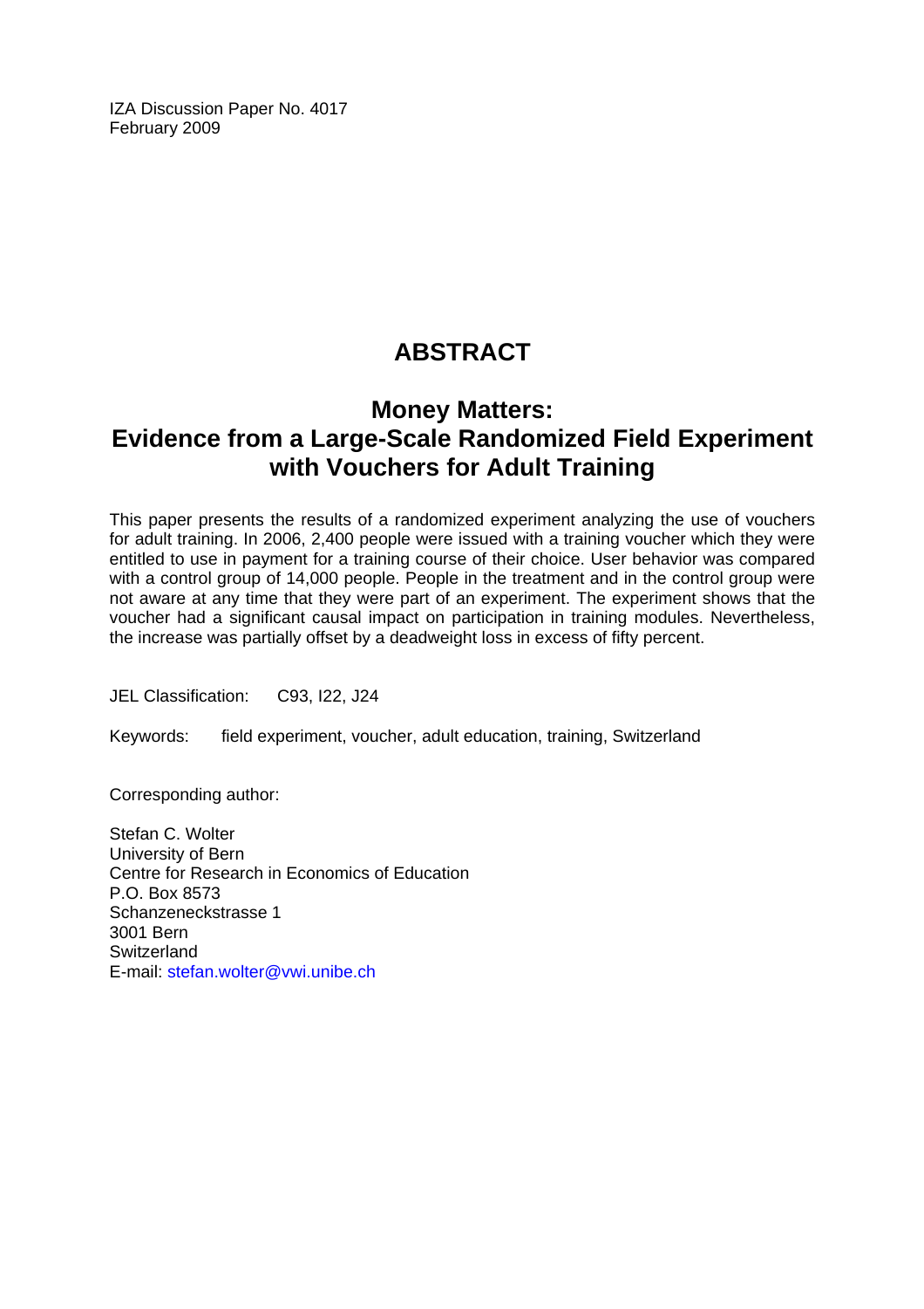IZA Discussion Paper No. 4017
February 2009

# ABSTRACT

## Money Matters: Evidence from a Large-Scale Randomized Field Experiment with Vouchers for Adult Training

This paper presents the results of a randomized experiment analyzing the use of vouchers for adult training. In 2006, 2,400 people were issued with a training voucher which they were entitled to use in payment for a training course of their choice. User behavior was compared with a control group of 14,000 people. People in the treatment and in the control group were not aware at any time that they were part of an experiment. The experiment shows that the voucher had a significant causal impact on participation in training modules. Nevertheless, the increase was partially offset by a deadweight loss in excess of fifty percent.

JEL Classification: C93, I22, J24

Keywords: field experiment, voucher, adult education, training, Switzerland

Corresponding author:

Stefan C. Wolter
University of Bern
Centre for Research in Economics of Education
P.O. Box 8573
Schanzeneckstrasse 1
3001 Bern
Switzerland
E-mail: stefan.wolter@vwi.unibe.ch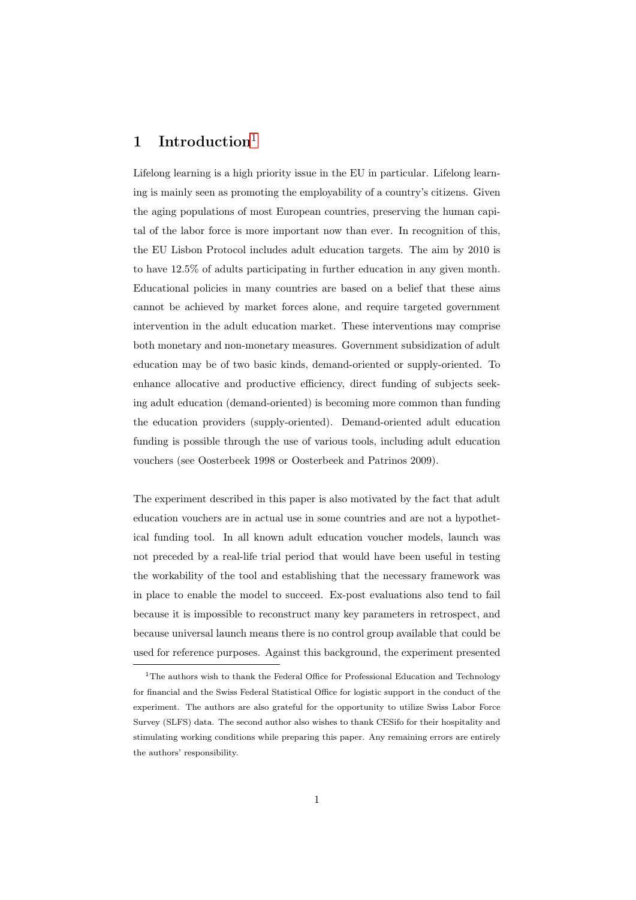# 1 Introduction[1]

Lifelong learning is a high priority issue in the EU in particular. Lifelong learning is mainly seen as promoting the employability of a country's citizens. Given the aging populations of most European countries, preserving the human capital of the labor force is more important now than ever. In recognition of this, the EU Lisbon Protocol includes adult education targets. The aim by 2010 is to have 12.5% of adults participating in further education in any given month. Educational policies in many countries are based on a belief that these aims cannot be achieved by market forces alone, and require targeted government intervention in the adult education market. These interventions may comprise both monetary and non-monetary measures. Government subsidization of adult education may be of two basic kinds, demand-oriented or supply-oriented. To enhance allocative and productive efficiency, direct funding of subjects seeking adult education (demand-oriented) is becoming more common than funding the education providers (supply-oriented). Demand-oriented adult education funding is possible through the use of various tools, including adult education vouchers (see Oosterbeek 1998 or Oosterbeek and Patrinos 2009).

The experiment described in this paper is also motivated by the fact that adult education vouchers are in actual use in some countries and are not a hypothetical funding tool. In all known adult education voucher models, launch was not preceded by a real-life trial period that would have been useful in testing the workability of the tool and establishing that the necessary framework was in place to enable the model to succeed. Ex-post evaluations also tend to fail because it is impossible to reconstruct many key parameters in retrospect, and because universal launch means there is no control group available that could be used for reference purposes. Against this background, the experiment presented

[1] The authors wish to thank the Federal Office for Professional Education and Technology for financial and the Swiss Federal Statistical Office for logistic support in the conduct of the experiment. The authors are also grateful for the opportunity to utilize Swiss Labor Force Survey (SLFS) data. The second author also wishes to thank CESifo for their hospitality and stimulating working conditions while preparing this paper. Any remaining errors are entirely the authors' responsibility.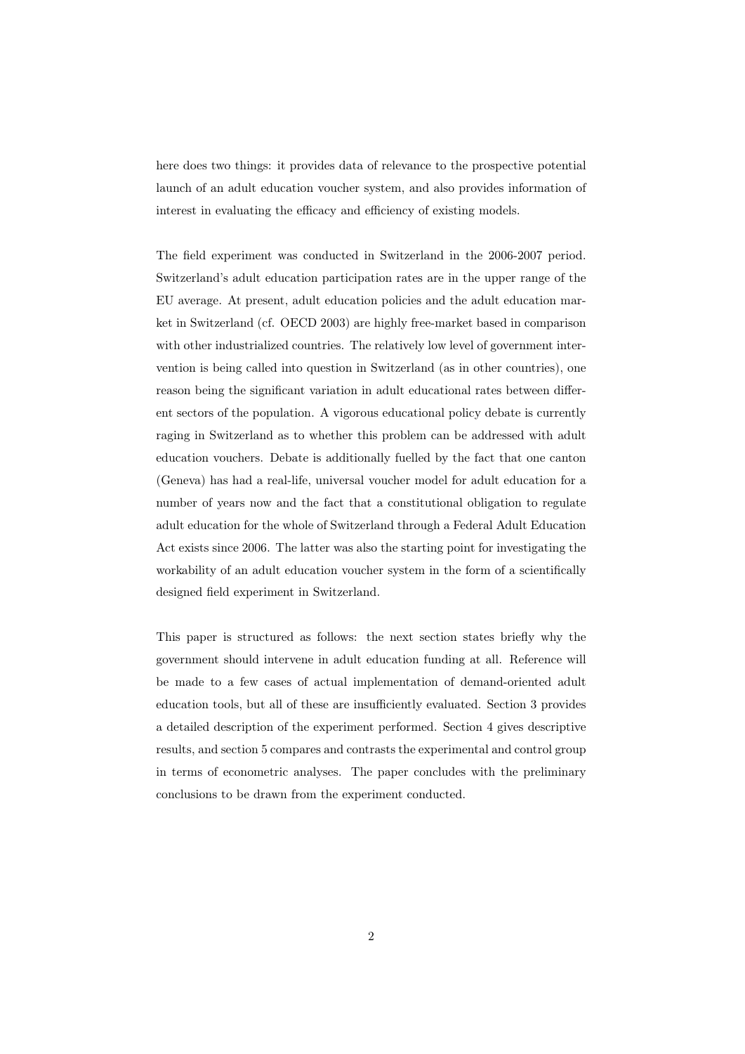here does two things: it provides data of relevance to the prospective potential launch of an adult education voucher system, and also provides information of interest in evaluating the efficacy and efficiency of existing models.

The field experiment was conducted in Switzerland in the 2006-2007 period. Switzerland's adult education participation rates are in the upper range of the EU average. At present, adult education policies and the adult education market in Switzerland (cf. OECD 2003) are highly free-market based in comparison with other industrialized countries. The relatively low level of government intervention is being called into question in Switzerland (as in other countries), one reason being the significant variation in adult educational rates between different sectors of the population. A vigorous educational policy debate is currently raging in Switzerland as to whether this problem can be addressed with adult education vouchers. Debate is additionally fuelled by the fact that one canton (Geneva) has had a real-life, universal voucher model for adult education for a number of years now and the fact that a constitutional obligation to regulate adult education for the whole of Switzerland through a Federal Adult Education Act exists since 2006. The latter was also the starting point for investigating the workability of an adult education voucher system in the form of a scientifically designed field experiment in Switzerland.

This paper is structured as follows: the next section states briefly why the government should intervene in adult education funding at all. Reference will be made to a few cases of actual implementation of demand-oriented adult education tools, but all of these are insufficiently evaluated. Section 3 provides a detailed description of the experiment performed. Section 4 gives descriptive results, and section 5 compares and contrasts the experimental and control group in terms of econometric analyses. The paper concludes with the preliminary conclusions to be drawn from the experiment conducted.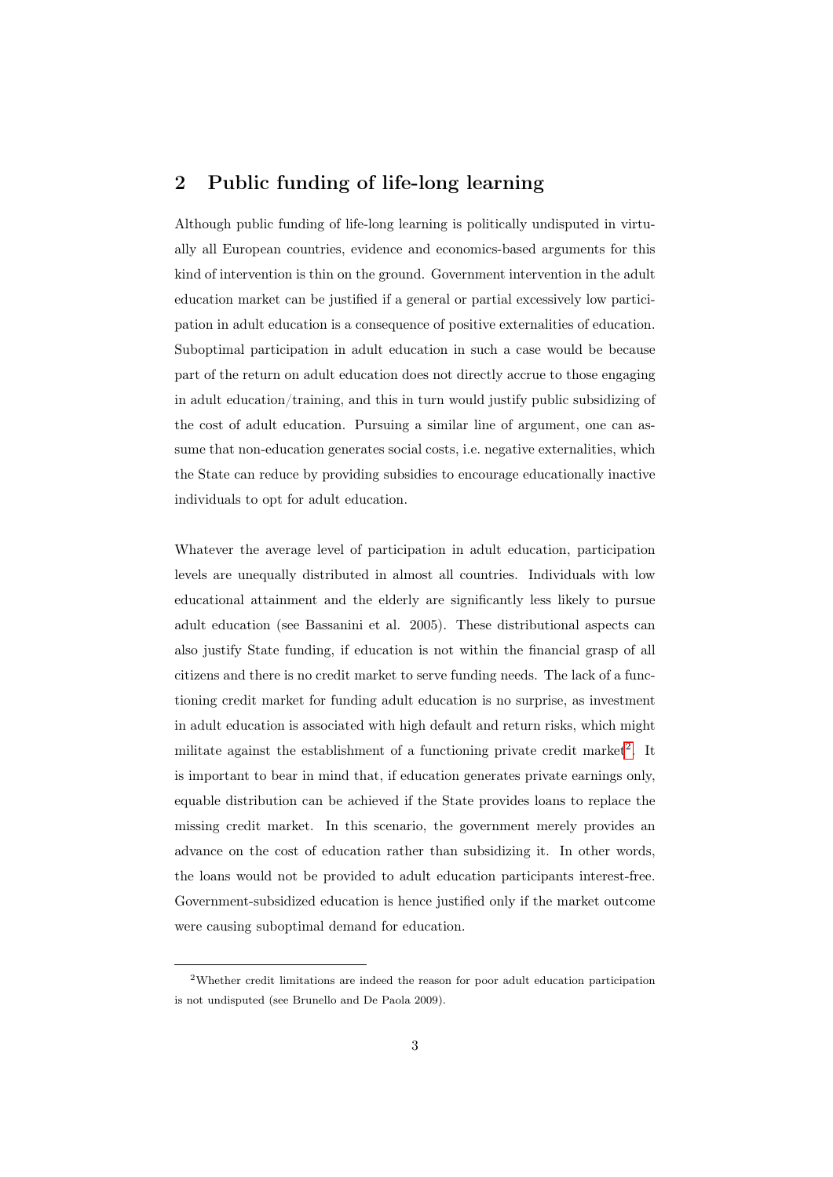## 2 Public funding of life-long learning

Although public funding of life-long learning is politically undisputed in virtually all European countries, evidence and economics-based arguments for this kind of intervention is thin on the ground. Government intervention in the adult education market can be justified if a general or partial excessively low participation in adult education is a consequence of positive externalities of education. Suboptimal participation in adult education in such a case would be because part of the return on adult education does not directly accrue to those engaging in adult education/training, and this in turn would justify public subsidizing of the cost of adult education. Pursuing a similar line of argument, one can assume that non-education generates social costs, i.e. negative externalities, which the State can reduce by providing subsidies to encourage educationally inactive individuals to opt for adult education.

Whatever the average level of participation in adult education, participation levels are unequally distributed in almost all countries. Individuals with low educational attainment and the elderly are significantly less likely to pursue adult education (see Bassanini et al. 2005). These distributional aspects can also justify State funding, if education is not within the financial grasp of all citizens and there is no credit market to serve funding needs. The lack of a functioning credit market for funding adult education is no surprise, as investment in adult education is associated with high default and return risks, which might militate against the establishment of a functioning private credit market[2]. It is important to bear in mind that, if education generates private earnings only, equable distribution can be achieved if the State provides loans to replace the missing credit market. In this scenario, the government merely provides an advance on the cost of education rather than subsidizing it. In other words, the loans would not be provided to adult education participants interest-free. Government-subsidized education is hence justified only if the market outcome were causing suboptimal demand for education.

[2] Whether credit limitations are indeed the reason for poor adult education participation is not undisputed (see Brunello and De Paola 2009).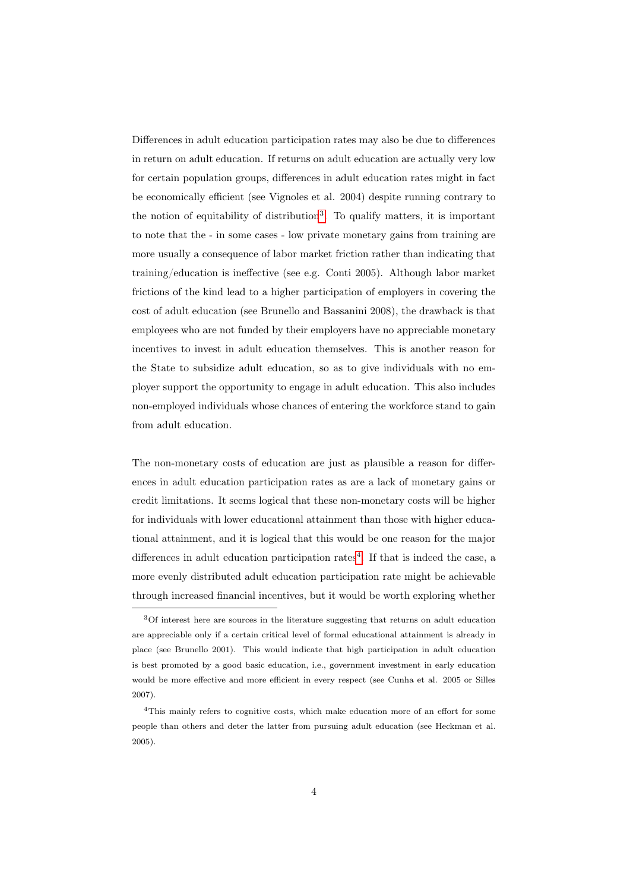Differences in adult education participation rates may also be due to differences in return on adult education. If returns on adult education are actually very low for certain population groups, differences in adult education rates might in fact be economically efficient (see Vignoles et al. 2004) despite running contrary to the notion of equitability of distribution[3]. To qualify matters, it is important to note that the - in some cases - low private monetary gains from training are more usually a consequence of labor market friction rather than indicating that training/education is ineffective (see e.g. Conti 2005). Although labor market frictions of the kind lead to a higher participation of employers in covering the cost of adult education (see Brunello and Bassanini 2008), the drawback is that employees who are not funded by their employers have no appreciable monetary incentives to invest in adult education themselves. This is another reason for the State to subsidize adult education, so as to give individuals with no employer support the opportunity to engage in adult education. This also includes non-employed individuals whose chances of entering the workforce stand to gain from adult education.

The non-monetary costs of education are just as plausible a reason for differences in adult education participation rates as are a lack of monetary gains or credit limitations. It seems logical that these non-monetary costs will be higher for individuals with lower educational attainment than those with higher educational attainment, and it is logical that this would be one reason for the major differences in adult education participation rates[4]. If that is indeed the case, a more evenly distributed adult education participation rate might be achievable through increased financial incentives, but it would be worth exploring whether

[3]Of interest here are sources in the literature suggesting that returns on adult education are appreciable only if a certain critical level of formal educational attainment is already in place (see Brunello 2001). This would indicate that high participation in adult education is best promoted by a good basic education, i.e., government investment in early education would be more effective and more efficient in every respect (see Cunha et al. 2005 or Silles 2007).

[4]This mainly refers to cognitive costs, which make education more of an effort for some people than others and deter the latter from pursuing adult education (see Heckman et al. 2005).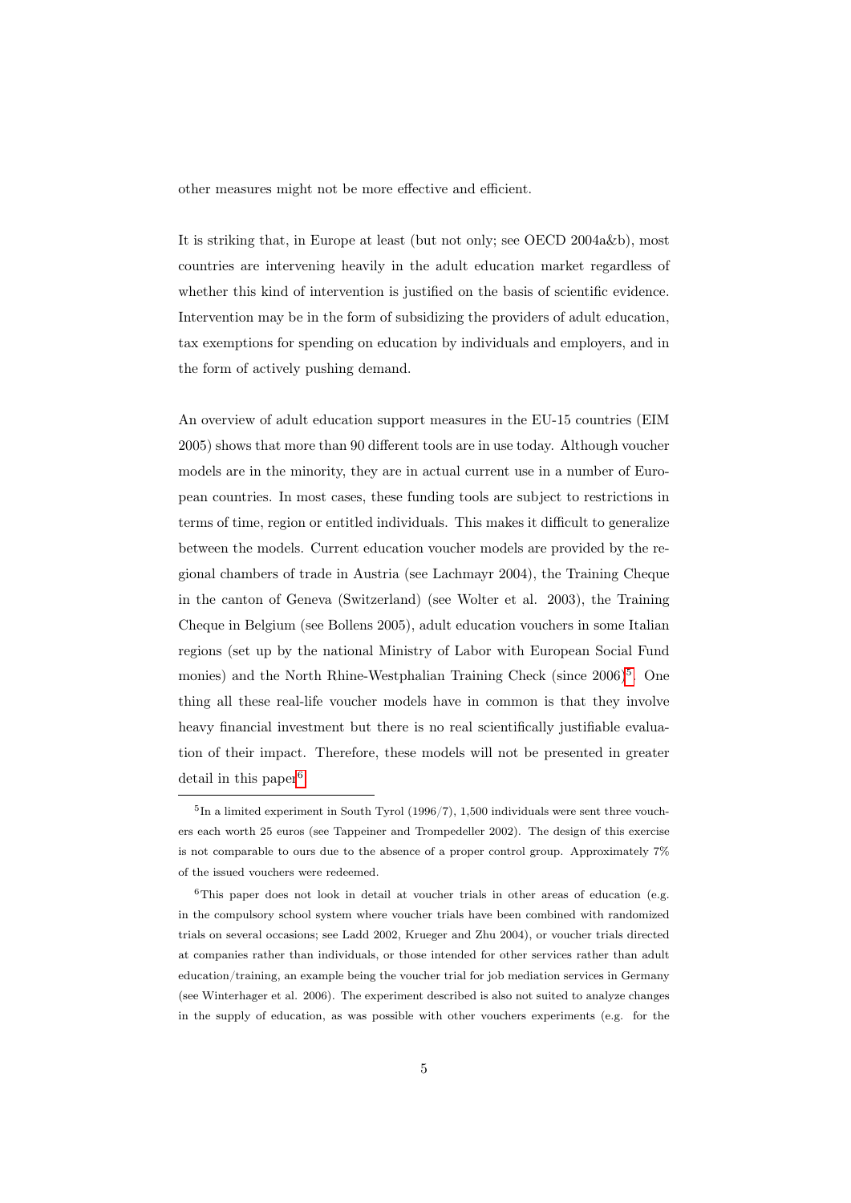other measures might not be more effective and efficient.

It is striking that, in Europe at least (but not only; see OECD 2004a&b), most countries are intervening heavily in the adult education market regardless of whether this kind of intervention is justified on the basis of scientific evidence. Intervention may be in the form of subsidizing the providers of adult education, tax exemptions for spending on education by individuals and employers, and in the form of actively pushing demand.

An overview of adult education support measures in the EU-15 countries (EIM 2005) shows that more than 90 different tools are in use today. Although voucher models are in the minority, they are in actual current use in a number of European countries. In most cases, these funding tools are subject to restrictions in terms of time, region or entitled individuals. This makes it difficult to generalize between the models. Current education voucher models are provided by the regional chambers of trade in Austria (see Lachmayr 2004), the Training Cheque in the canton of Geneva (Switzerland) (see Wolter et al. 2003), the Training Cheque in Belgium (see Bollens 2005), adult education vouchers in some Italian regions (set up by the national Ministry of Labor with European Social Fund monies) and the North Rhine-Westphalian Training Check (since 2006)[5]. One thing all these real-life voucher models have in common is that they involve heavy financial investment but there is no real scientifically justifiable evaluation of their impact. Therefore, these models will not be presented in greater detail in this paper[6].

[5] In a limited experiment in South Tyrol (1996/7), 1,500 individuals were sent three vouchers each worth 25 euros (see Tappeiner and Trompedeller 2002). The design of this exercise is not comparable to ours due to the absence of a proper control group. Approximately 7% of the issued vouchers were redeemed.

[6] This paper does not look in detail at voucher trials in other areas of education (e.g. in the compulsory school system where voucher trials have been combined with randomized trials on several occasions; see Ladd 2002, Krueger and Zhu 2004), or voucher trials directed at companies rather than individuals, or those intended for other services rather than adult education/training, an example being the voucher trial for job mediation services in Germany (see Winterhager et al. 2006). The experiment described is also not suited to analyze changes in the supply of education, as was possible with other vouchers experiments (e.g. for the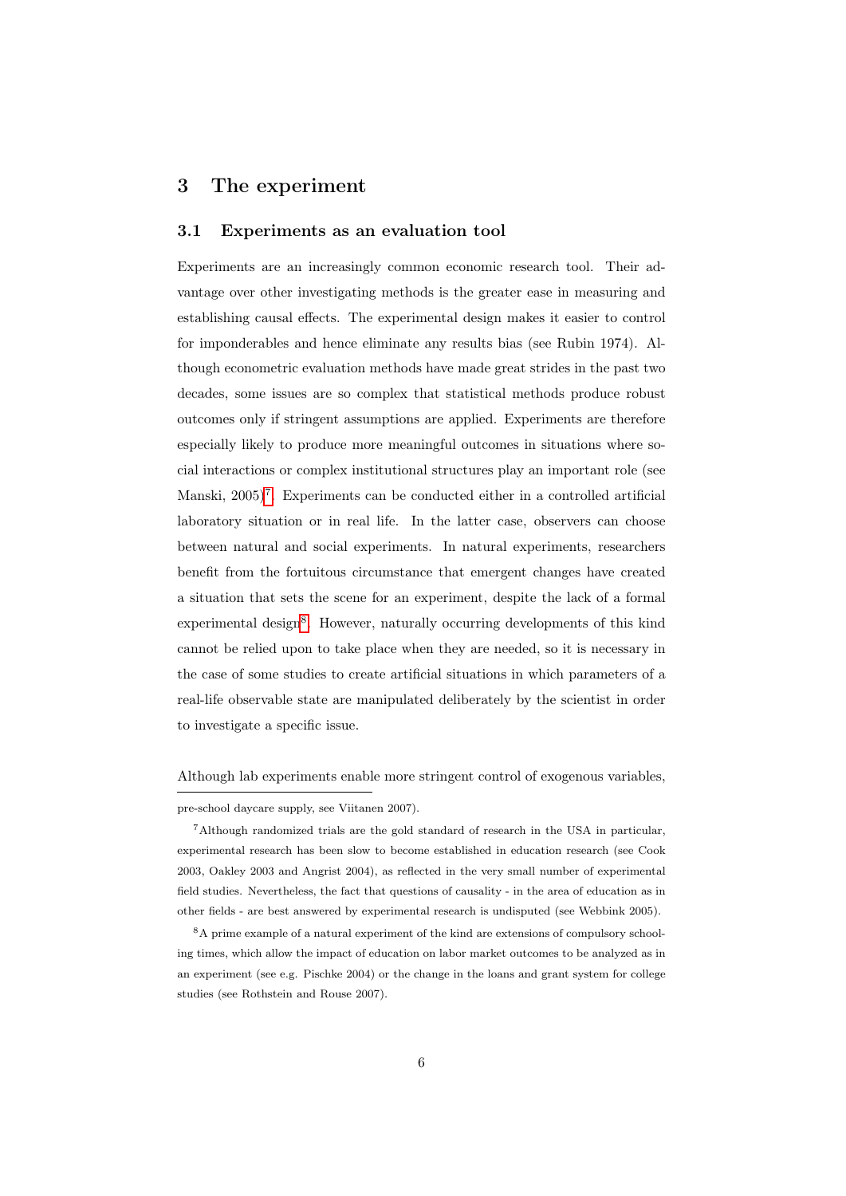# 3 The experiment

## 3.1 Experiments as an evaluation tool

Experiments are an increasingly common economic research tool. Their advantage over other investigating methods is the greater ease in measuring and establishing causal effects. The experimental design makes it easier to control for imponderables and hence eliminate any results bias (see Rubin 1974). Although econometric evaluation methods have made great strides in the past two decades, some issues are so complex that statistical methods produce robust outcomes only if stringent assumptions are applied. Experiments are therefore especially likely to produce more meaningful outcomes in situations where social interactions or complex institutional structures play an important role (see Manski, 2005)[7]. Experiments can be conducted either in a controlled artificial laboratory situation or in real life. In the latter case, observers can choose between natural and social experiments. In natural experiments, researchers benefit from the fortuitous circumstance that emergent changes have created a situation that sets the scene for an experiment, despite the lack of a formal experimental design[8]. However, naturally occurring developments of this kind cannot be relied upon to take place when they are needed, so it is necessary in the case of some studies to create artificial situations in which parameters of a real-life observable state are manipulated deliberately by the scientist in order to investigate a specific issue.

Although lab experiments enable more stringent control of exogenous variables,

---

pre-school daycare supply, see Viitanen 2007).

[7] Although randomized trials are the gold standard of research in the USA in particular, experimental research has been slow to become established in education research (see Cook 2003, Oakley 2003 and Angrist 2004), as reflected in the very small number of experimental field studies. Nevertheless, the fact that questions of causality - in the area of education as in other fields - are best answered by experimental research is undisputed (see Webbink 2005).

[8] A prime example of a natural experiment of the kind are extensions of compulsory schooling times, which allow the impact of education on labor market outcomes to be analyzed as in an experiment (see e.g. Pischke 2004) or the change in the loans and grant system for college studies (see Rothstein and Rouse 2007).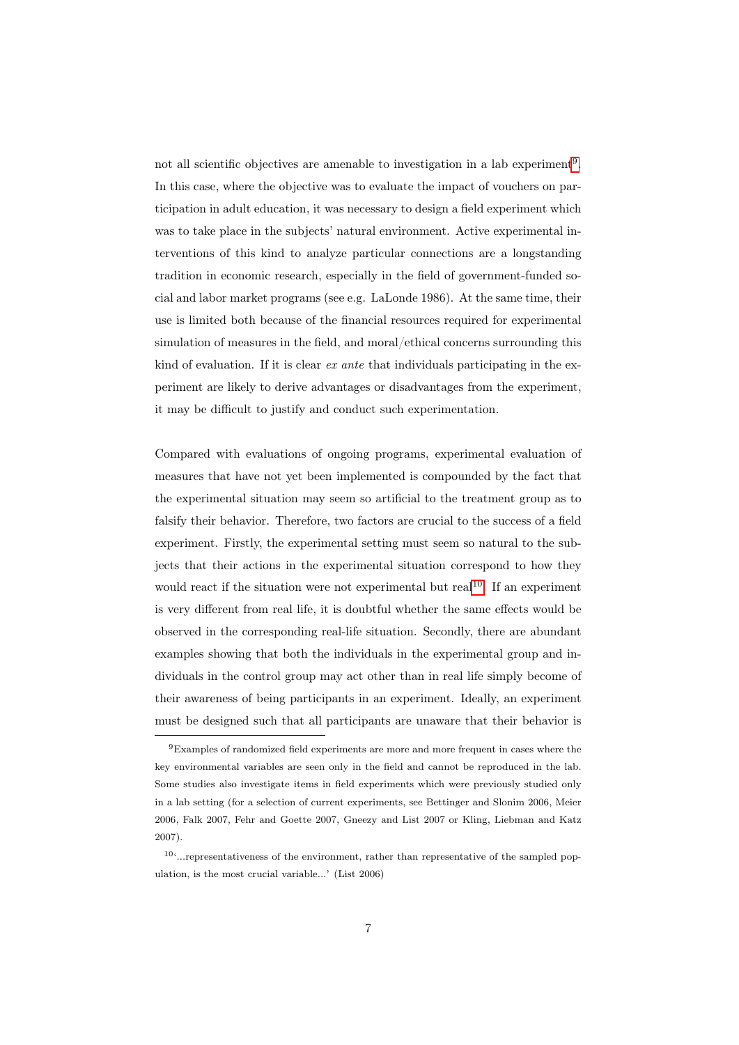not all scientific objectives are amenable to investigation in a lab experiment[9]. In this case, where the objective was to evaluate the impact of vouchers on participation in adult education, it was necessary to design a field experiment which was to take place in the subjects' natural environment. Active experimental interventions of this kind to analyze particular connections are a longstanding tradition in economic research, especially in the field of government-funded social and labor market programs (see e.g. LaLonde 1986). At the same time, their use is limited both because of the financial resources required for experimental simulation of measures in the field, and moral/ethical concerns surrounding this kind of evaluation. If it is clear *ex ante* that individuals participating in the experiment are likely to derive advantages or disadvantages from the experiment, it may be difficult to justify and conduct such experimentation.

Compared with evaluations of ongoing programs, experimental evaluation of measures that have not yet been implemented is compounded by the fact that the experimental situation may seem so artificial to the treatment group as to falsify their behavior. Therefore, two factors are crucial to the success of a field experiment. Firstly, the experimental setting must seem so natural to the subjects that their actions in the experimental situation correspond to how they would react if the situation were not experimental but real[10]. If an experiment is very different from real life, it is doubtful whether the same effects would be observed in the corresponding real-life situation. Secondly, there are abundant examples showing that both the individuals in the experimental group and individuals in the control group may act other than in real life simply become of their awareness of being participants in an experiment. Ideally, an experiment must be designed such that all participants are unaware that their behavior is

---

[9] Examples of randomized field experiments are more and more frequent in cases where the key environmental variables are seen only in the field and cannot be reproduced in the lab. Some studies also investigate items in field experiments which were previously studied only in a lab setting (for a selection of current experiments, see Bettinger and Slonim 2006, Meier 2006, Falk 2007, Fehr and Goette 2007, Gneezy and List 2007 or Kling, Liebman and Katz 2007).

[10] '...representativeness of the environment, rather than representative of the sampled population, is the most crucial variable...' (List 2006)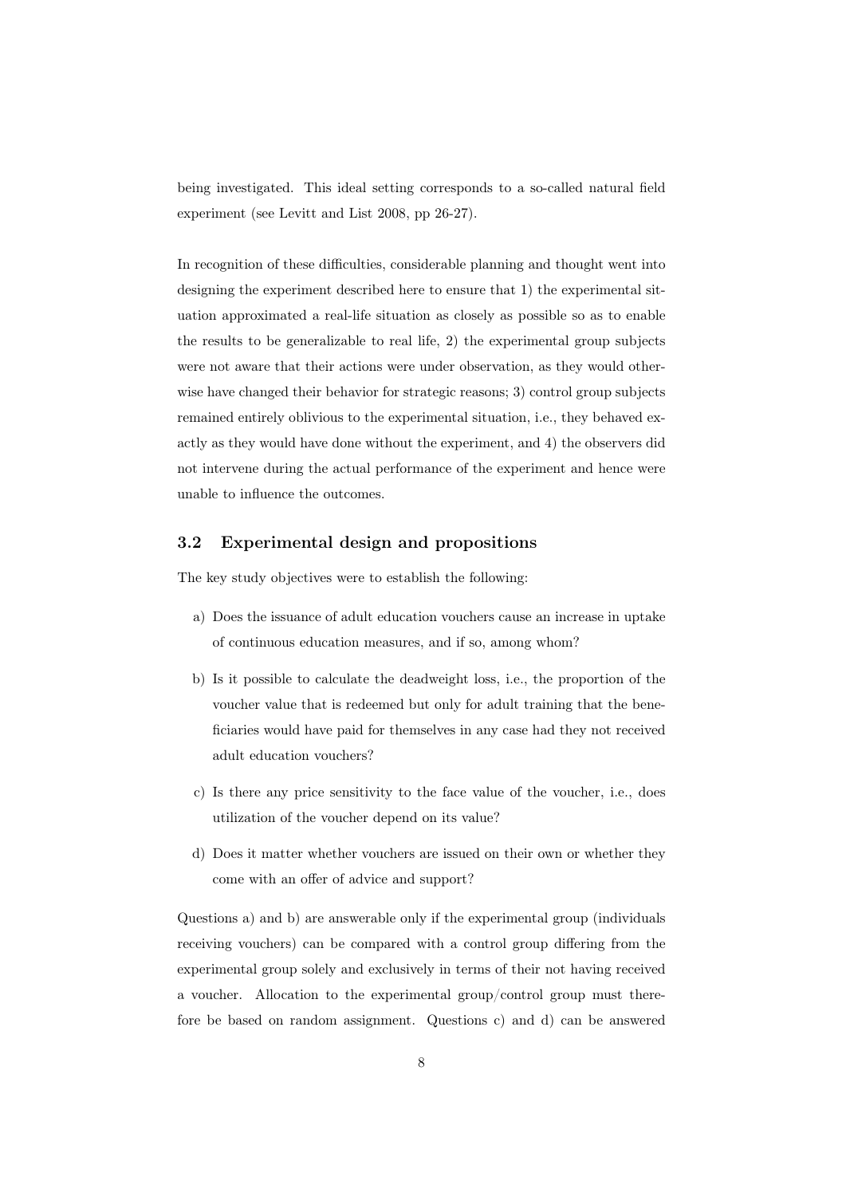being investigated. This ideal setting corresponds to a so-called natural field experiment (see Levitt and List 2008, pp 26-27).

In recognition of these difficulties, considerable planning and thought went into designing the experiment described here to ensure that 1) the experimental situation approximated a real-life situation as closely as possible so as to enable the results to be generalizable to real life, 2) the experimental group subjects were not aware that their actions were under observation, as they would otherwise have changed their behavior for strategic reasons; 3) control group subjects remained entirely oblivious to the experimental situation, i.e., they behaved exactly as they would have done without the experiment, and 4) the observers did not intervene during the actual performance of the experiment and hence were unable to influence the outcomes.

### 3.2 Experimental design and propositions

The key study objectives were to establish the following:

a) Does the issuance of adult education vouchers cause an increase in uptake of continuous education measures, and if so, among whom?

b) Is it possible to calculate the deadweight loss, i.e., the proportion of the voucher value that is redeemed but only for adult training that the beneficiaries would have paid for themselves in any case had they not received adult education vouchers?

c) Is there any price sensitivity to the face value of the voucher, i.e., does utilization of the voucher depend on its value?

d) Does it matter whether vouchers are issued on their own or whether they come with an offer of advice and support?

Questions a) and b) are answerable only if the experimental group (individuals receiving vouchers) can be compared with a control group differing from the experimental group solely and exclusively in terms of their not having received a voucher. Allocation to the experimental group/control group must therefore be based on random assignment. Questions c) and d) can be answered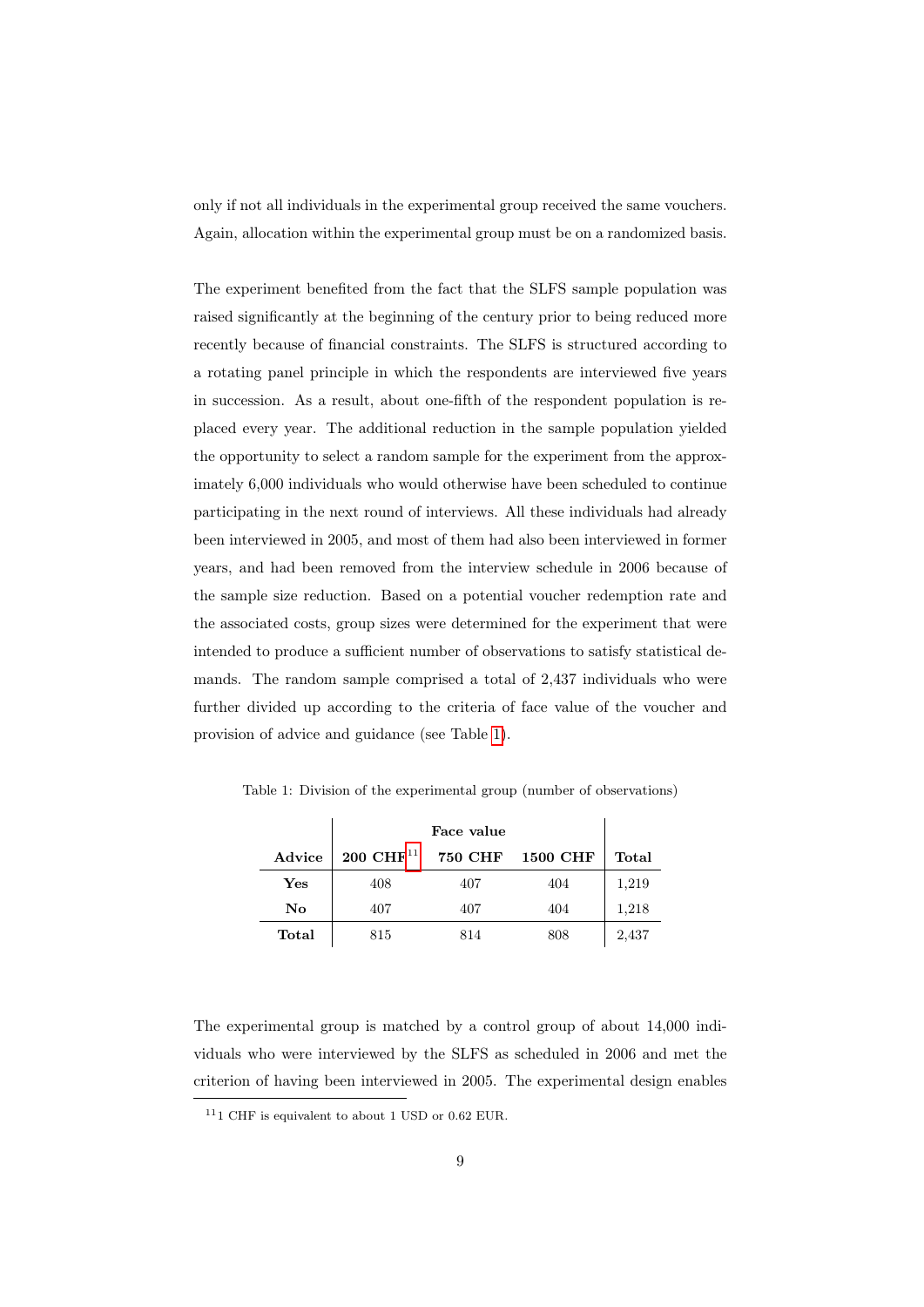only if not all individuals in the experimental group received the same vouchers. Again, allocation within the experimental group must be on a randomized basis.

The experiment benefited from the fact that the SLFS sample population was raised significantly at the beginning of the century prior to being reduced more recently because of financial constraints. The SLFS is structured according to a rotating panel principle in which the respondents are interviewed five years in succession. As a result, about one-fifth of the respondent population is replaced every year. The additional reduction in the sample population yielded the opportunity to select a random sample for the experiment from the approximately 6,000 individuals who would otherwise have been scheduled to continue participating in the next round of interviews. All these individuals had already been interviewed in 2005, and most of them had also been interviewed in former years, and had been removed from the interview schedule in 2006 because of the sample size reduction. Based on a potential voucher redemption rate and the associated costs, group sizes were determined for the experiment that were intended to produce a sufficient number of observations to satisfy statistical demands. The random sample comprised a total of 2,437 individuals who were further divided up according to the criteria of face value of the voucher and provision of advice and guidance (see Table 1).

Table 1: Division of the experimental group (number of observations)

| | Face value | | | |
|---|---|---|---|---|
| **Advice** | **200 CHF**[11] | **750 CHF** | **1500 CHF** | **Total** |
| **Yes** | 408 | 407 | 404 | 1,219 |
| **No** | 407 | 407 | 404 | 1,218 |
| **Total** | 815 | 814 | 808 | 2,437 |

The experimental group is matched by a control group of about 14,000 individuals who were interviewed by the SLFS as scheduled in 2006 and met the criterion of having been interviewed in 2005. The experimental design enables

[11] 1 CHF is equivalent to about 1 USD or 0.62 EUR.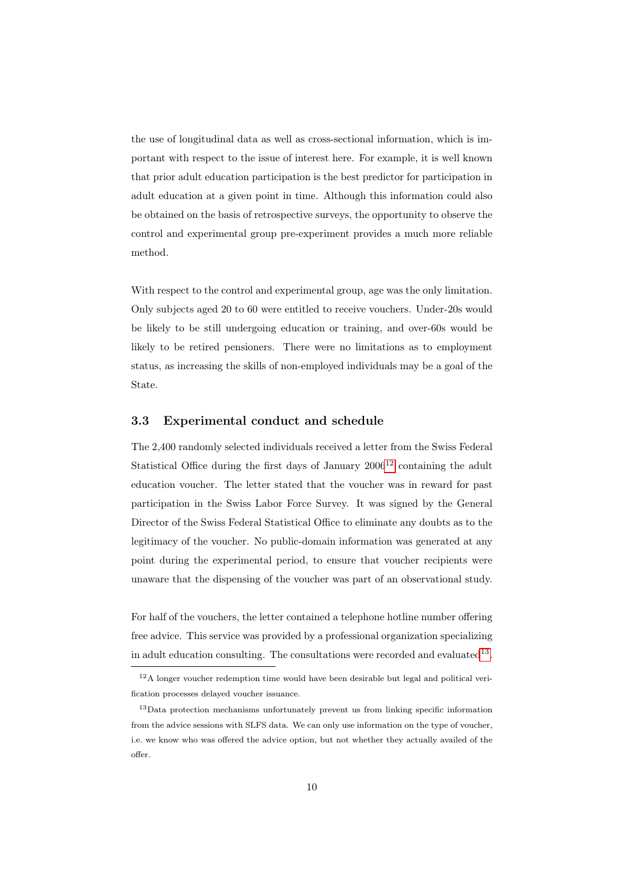the use of longitudinal data as well as cross-sectional information, which is important with respect to the issue of interest here. For example, it is well known that prior adult education participation is the best predictor for participation in adult education at a given point in time. Although this information could also be obtained on the basis of retrospective surveys, the opportunity to observe the control and experimental group pre-experiment provides a much more reliable method.

With respect to the control and experimental group, age was the only limitation. Only subjects aged 20 to 60 were entitled to receive vouchers. Under-20s would be likely to be still undergoing education or training, and over-60s would be likely to be retired pensioners. There were no limitations as to employment status, as increasing the skills of non-employed individuals may be a goal of the State.

### 3.3 Experimental conduct and schedule

The 2,400 randomly selected individuals received a letter from the Swiss Federal Statistical Office during the first days of January 2006[12] containing the adult education voucher. The letter stated that the voucher was in reward for past participation in the Swiss Labor Force Survey. It was signed by the General Director of the Swiss Federal Statistical Office to eliminate any doubts as to the legitimacy of the voucher. No public-domain information was generated at any point during the experimental period, to ensure that voucher recipients were unaware that the dispensing of the voucher was part of an observational study.

For half of the vouchers, the letter contained a telephone hotline number offering free advice. This service was provided by a professional organization specializing in adult education consulting. The consultations were recorded and evaluated[13].

[12] A longer voucher redemption time would have been desirable but legal and political verification processes delayed voucher issuance.

[13] Data protection mechanisms unfortunately prevent us from linking specific information from the advice sessions with SLFS data. We can only use information on the type of voucher, i.e. we know who was offered the advice option, but not whether they actually availed of the offer.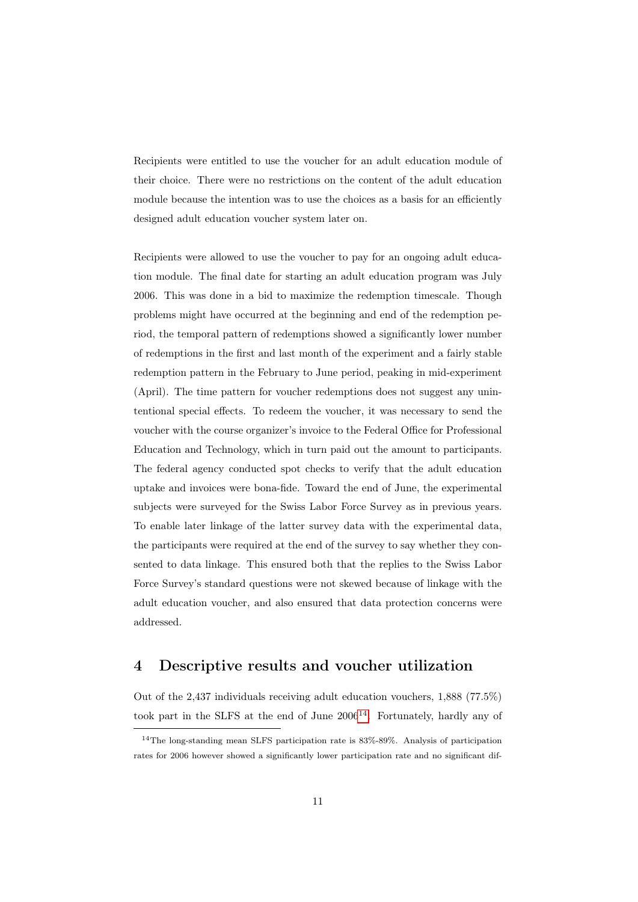Recipients were entitled to use the voucher for an adult education module of their choice. There were no restrictions on the content of the adult education module because the intention was to use the choices as a basis for an efficiently designed adult education voucher system later on.

Recipients were allowed to use the voucher to pay for an ongoing adult education module. The final date for starting an adult education program was July 2006. This was done in a bid to maximize the redemption timescale. Though problems might have occurred at the beginning and end of the redemption period, the temporal pattern of redemptions showed a significantly lower number of redemptions in the first and last month of the experiment and a fairly stable redemption pattern in the February to June period, peaking in mid-experiment (April). The time pattern for voucher redemptions does not suggest any unintentional special effects. To redeem the voucher, it was necessary to send the voucher with the course organizer's invoice to the Federal Office for Professional Education and Technology, which in turn paid out the amount to participants. The federal agency conducted spot checks to verify that the adult education uptake and invoices were bona-fide. Toward the end of June, the experimental subjects were surveyed for the Swiss Labor Force Survey as in previous years. To enable later linkage of the latter survey data with the experimental data, the participants were required at the end of the survey to say whether they consented to data linkage. This ensured both that the replies to the Swiss Labor Force Survey's standard questions were not skewed because of linkage with the adult education voucher, and also ensured that data protection concerns were addressed.

## 4 Descriptive results and voucher utilization

Out of the 2,437 individuals receiving adult education vouchers, 1,888 (77.5%) took part in the SLFS at the end of June 2006[14]. Fortunately, hardly any of

[14] The long-standing mean SLFS participation rate is 83%-89%. Analysis of participation rates for 2006 however showed a significantly lower participation rate and no significant dif-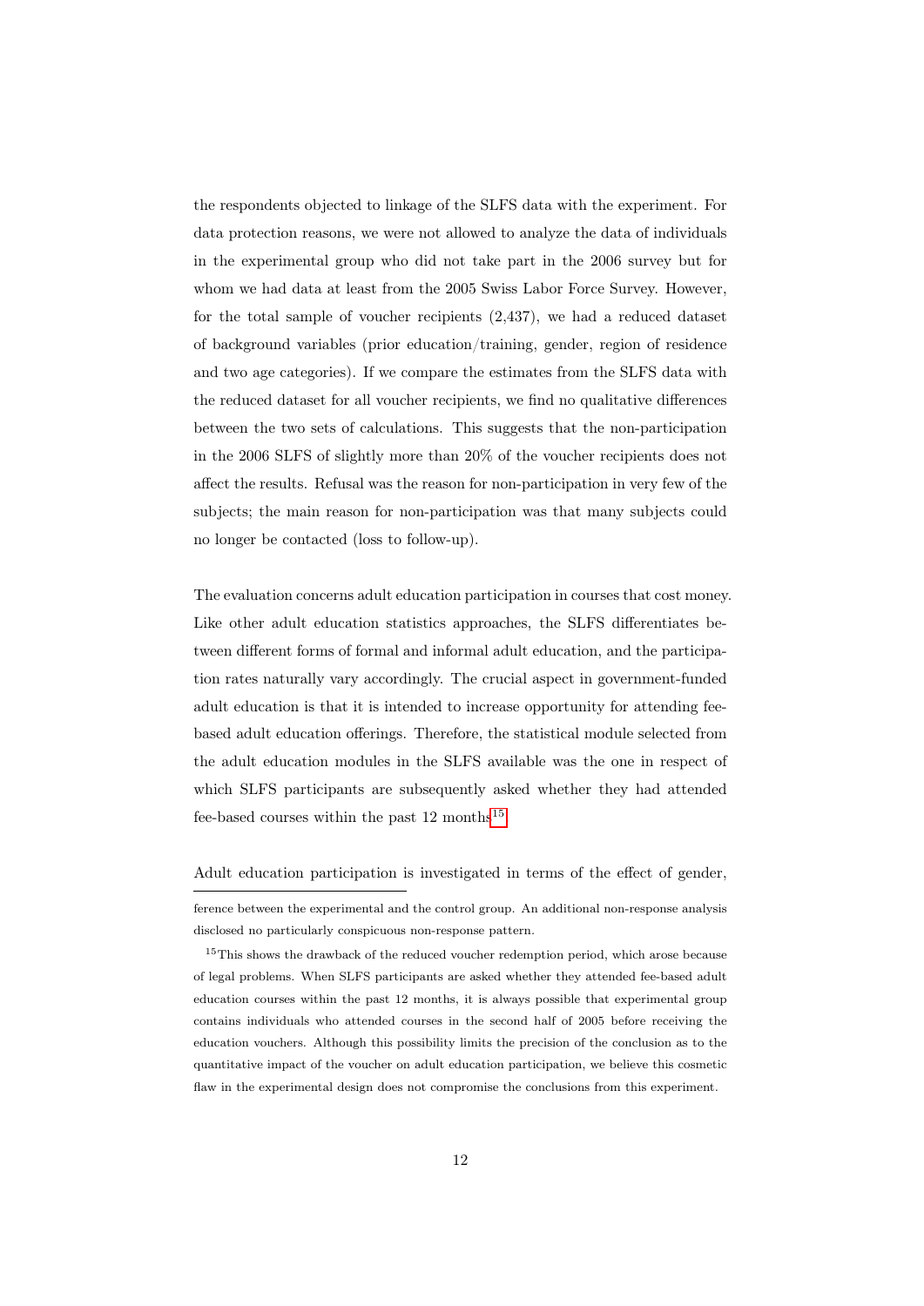the respondents objected to linkage of the SLFS data with the experiment. For data protection reasons, we were not allowed to analyze the data of individuals in the experimental group who did not take part in the 2006 survey but for whom we had data at least from the 2005 Swiss Labor Force Survey. However, for the total sample of voucher recipients (2,437), we had a reduced dataset of background variables (prior education/training, gender, region of residence and two age categories). If we compare the estimates from the SLFS data with the reduced dataset for all voucher recipients, we find no qualitative differences between the two sets of calculations. This suggests that the non-participation in the 2006 SLFS of slightly more than 20% of the voucher recipients does not affect the results. Refusal was the reason for non-participation in very few of the subjects; the main reason for non-participation was that many subjects could no longer be contacted (loss to follow-up).

The evaluation concerns adult education participation in courses that cost money. Like other adult education statistics approaches, the SLFS differentiates between different forms of formal and informal adult education, and the participation rates naturally vary accordingly. The crucial aspect in government-funded adult education is that it is intended to increase opportunity for attending fee-based adult education offerings. Therefore, the statistical module selected from the adult education modules in the SLFS available was the one in respect of which SLFS participants are subsequently asked whether they had attended fee-based courses within the past 12 months[15].

Adult education participation is investigated in terms of the effect of gender,

ference between the experimental and the control group. An additional non-response analysis disclosed no particularly conspicuous non-response pattern.

[15] This shows the drawback of the reduced voucher redemption period, which arose because of legal problems. When SLFS participants are asked whether they attended fee-based adult education courses within the past 12 months, it is always possible that experimental group contains individuals who attended courses in the second half of 2005 before receiving the education vouchers. Although this possibility limits the precision of the conclusion as to the quantitative impact of the voucher on adult education participation, we believe this cosmetic flaw in the experimental design does not compromise the conclusions from this experiment.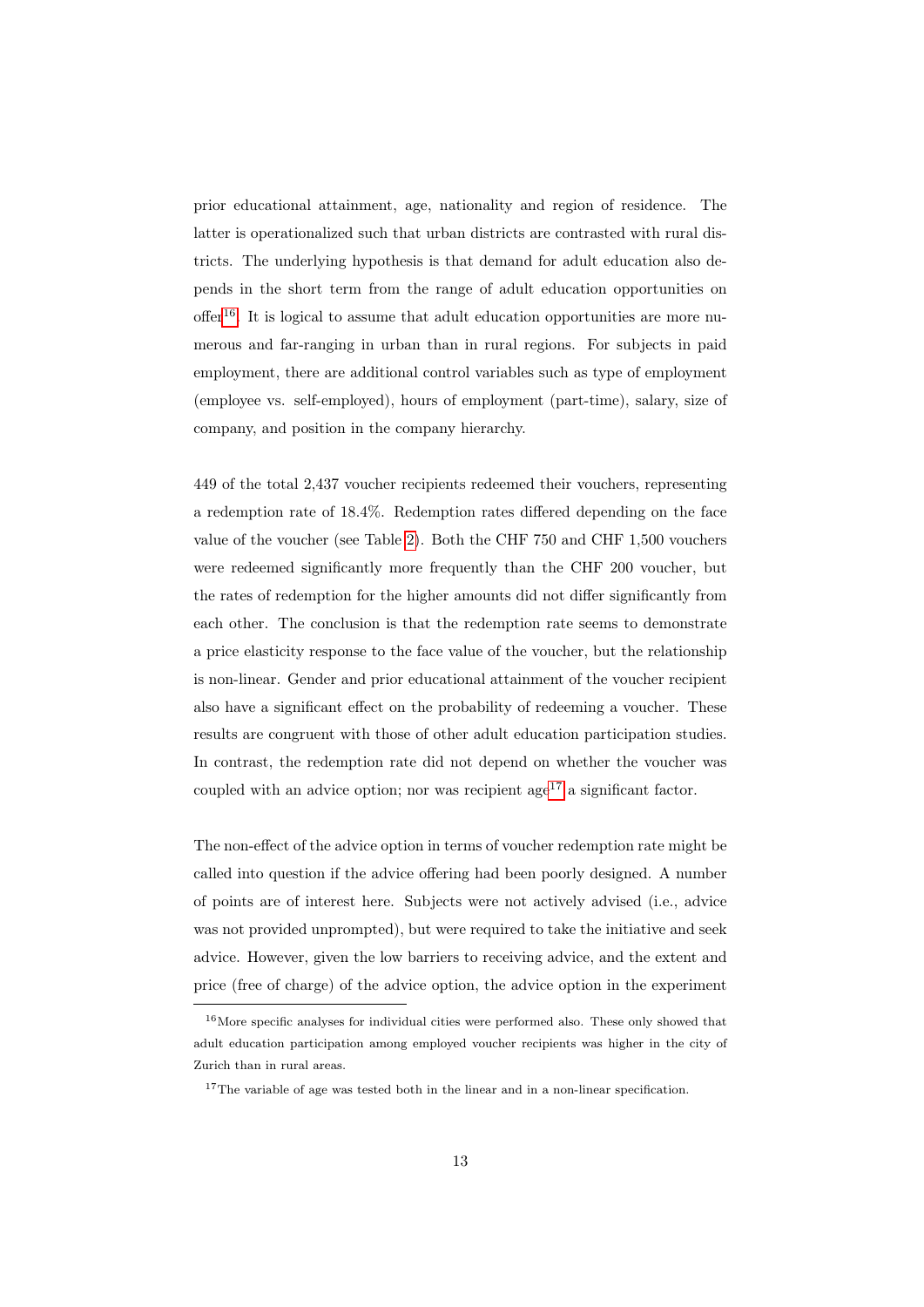prior educational attainment, age, nationality and region of residence. The latter is operationalized such that urban districts are contrasted with rural districts. The underlying hypothesis is that demand for adult education also depends in the short term from the range of adult education opportunities on offer[16]. It is logical to assume that adult education opportunities are more numerous and far-ranging in urban than in rural regions. For subjects in paid employment, there are additional control variables such as type of employment (employee vs. self-employed), hours of employment (part-time), salary, size of company, and position in the company hierarchy.

449 of the total 2,437 voucher recipients redeemed their vouchers, representing a redemption rate of 18.4%. Redemption rates differed depending on the face value of the voucher (see Table 2). Both the CHF 750 and CHF 1,500 vouchers were redeemed significantly more frequently than the CHF 200 voucher, but the rates of redemption for the higher amounts did not differ significantly from each other. The conclusion is that the redemption rate seems to demonstrate a price elasticity response to the face value of the voucher, but the relationship is non-linear. Gender and prior educational attainment of the voucher recipient also have a significant effect on the probability of redeeming a voucher. These results are congruent with those of other adult education participation studies. In contrast, the redemption rate did not depend on whether the voucher was coupled with an advice option; nor was recipient age[17] a significant factor.

The non-effect of the advice option in terms of voucher redemption rate might be called into question if the advice offering had been poorly designed. A number of points are of interest here. Subjects were not actively advised (i.e., advice was not provided unprompted), but were required to take the initiative and seek advice. However, given the low barriers to receiving advice, and the extent and price (free of charge) of the advice option, the advice option in the experiment

[16] More specific analyses for individual cities were performed also. These only showed that adult education participation among employed voucher recipients was higher in the city of Zurich than in rural areas.

[17] The variable of age was tested both in the linear and in a non-linear specification.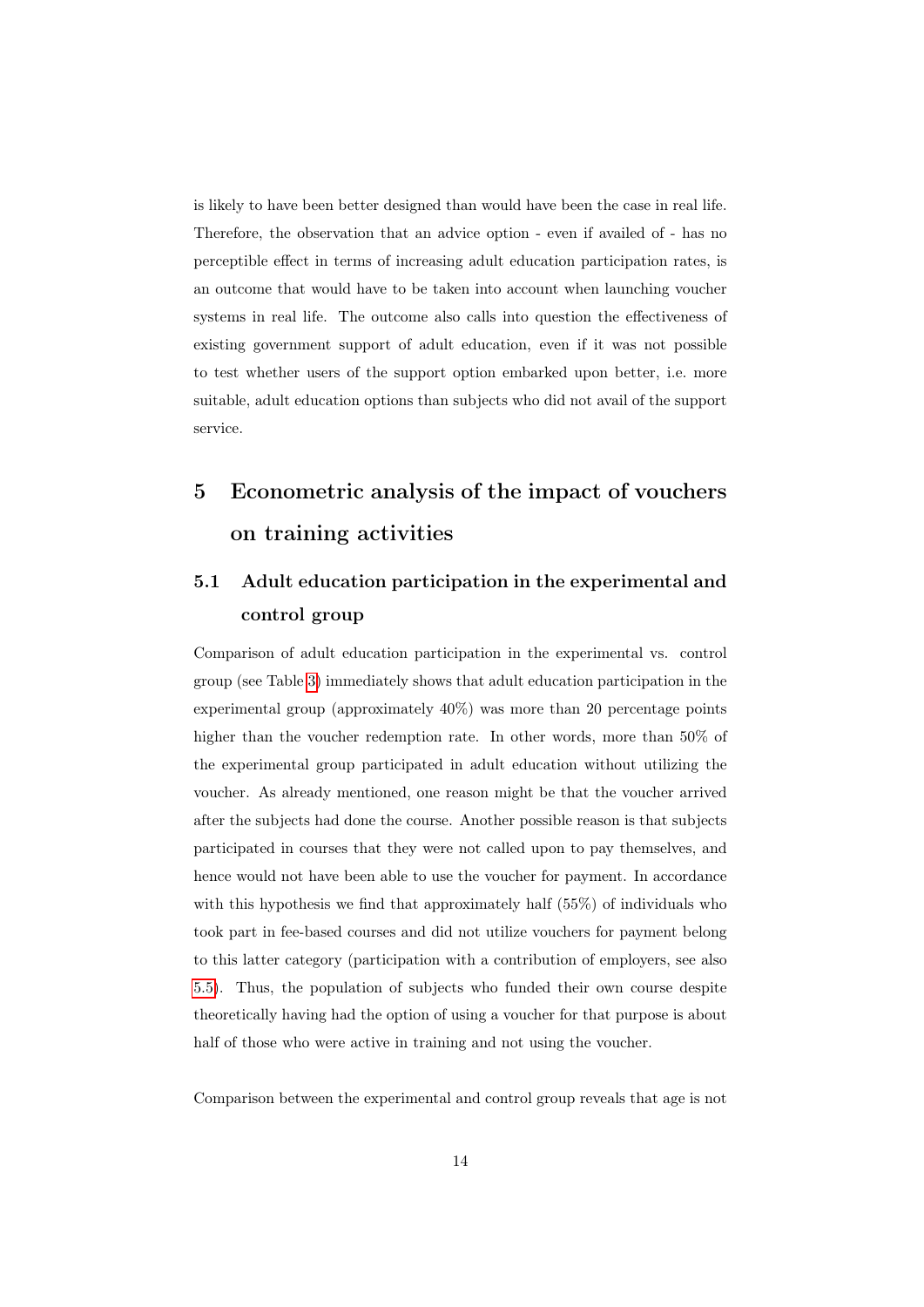is likely to have been better designed than would have been the case in real life. Therefore, the observation that an advice option - even if availed of - has no perceptible effect in terms of increasing adult education participation rates, is an outcome that would have to be taken into account when launching voucher systems in real life. The outcome also calls into question the effectiveness of existing government support of adult education, even if it was not possible to test whether users of the support option embarked upon better, i.e. more suitable, adult education options than subjects who did not avail of the support service.

# 5 Econometric analysis of the impact of vouchers on training activities

## 5.1 Adult education participation in the experimental and control group

Comparison of adult education participation in the experimental vs. control group (see Table 3) immediately shows that adult education participation in the experimental group (approximately 40%) was more than 20 percentage points higher than the voucher redemption rate. In other words, more than 50% of the experimental group participated in adult education without utilizing the voucher. As already mentioned, one reason might be that the voucher arrived after the subjects had done the course. Another possible reason is that subjects participated in courses that they were not called upon to pay themselves, and hence would not have been able to use the voucher for payment. In accordance with this hypothesis we find that approximately half (55%) of individuals who took part in fee-based courses and did not utilize vouchers for payment belong to this latter category (participation with a contribution of employers, see also 5.5). Thus, the population of subjects who funded their own course despite theoretically having had the option of using a voucher for that purpose is about half of those who were active in training and not using the voucher.

Comparison between the experimental and control group reveals that age is not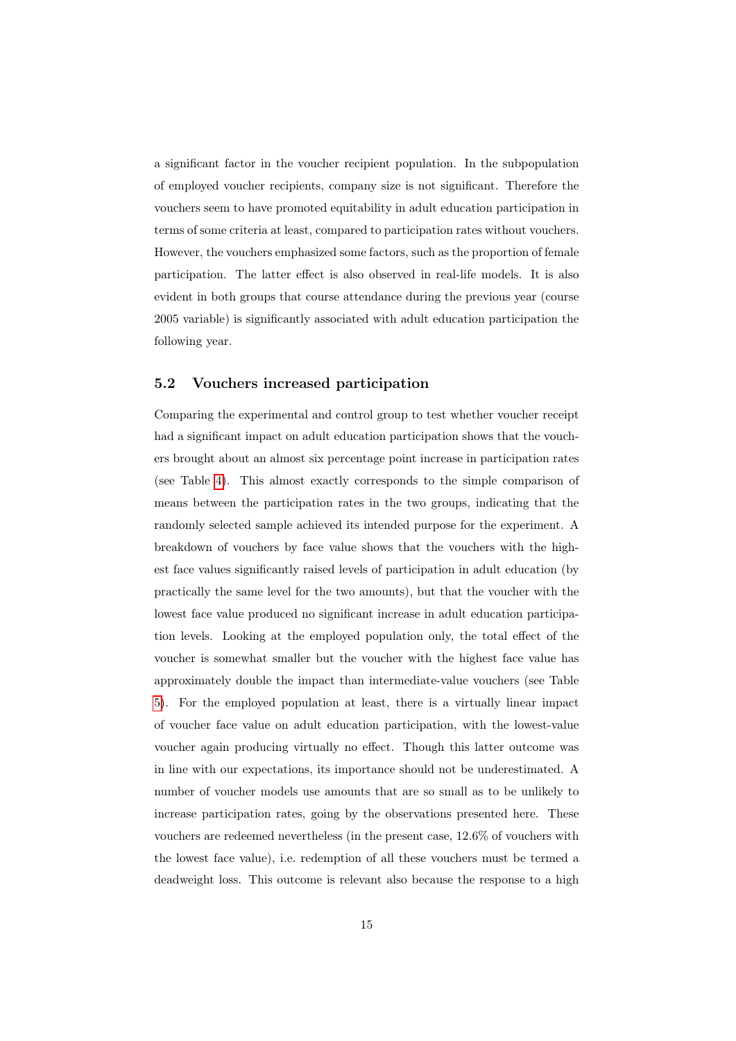a significant factor in the voucher recipient population. In the subpopulation of employed voucher recipients, company size is not significant. Therefore the vouchers seem to have promoted equitability in adult education participation in terms of some criteria at least, compared to participation rates without vouchers. However, the vouchers emphasized some factors, such as the proportion of female participation. The latter effect is also observed in real-life models. It is also evident in both groups that course attendance during the previous year (course 2005 variable) is significantly associated with adult education participation the following year.

## 5.2 Vouchers increased participation

Comparing the experimental and control group to test whether voucher receipt had a significant impact on adult education participation shows that the vouchers brought about an almost six percentage point increase in participation rates (see Table 4). This almost exactly corresponds to the simple comparison of means between the participation rates in the two groups, indicating that the randomly selected sample achieved its intended purpose for the experiment. A breakdown of vouchers by face value shows that the vouchers with the highest face values significantly raised levels of participation in adult education (by practically the same level for the two amounts), but that the voucher with the lowest face value produced no significant increase in adult education participation levels. Looking at the employed population only, the total effect of the voucher is somewhat smaller but the voucher with the highest face value has approximately double the impact than intermediate-value vouchers (see Table 5). For the employed population at least, there is a virtually linear impact of voucher face value on adult education participation, with the lowest-value voucher again producing virtually no effect. Though this latter outcome was in line with our expectations, its importance should not be underestimated. A number of voucher models use amounts that are so small as to be unlikely to increase participation rates, going by the observations presented here. These vouchers are redeemed nevertheless (in the present case, 12.6% of vouchers with the lowest face value), i.e. redemption of all these vouchers must be termed a deadweight loss. This outcome is relevant also because the response to a high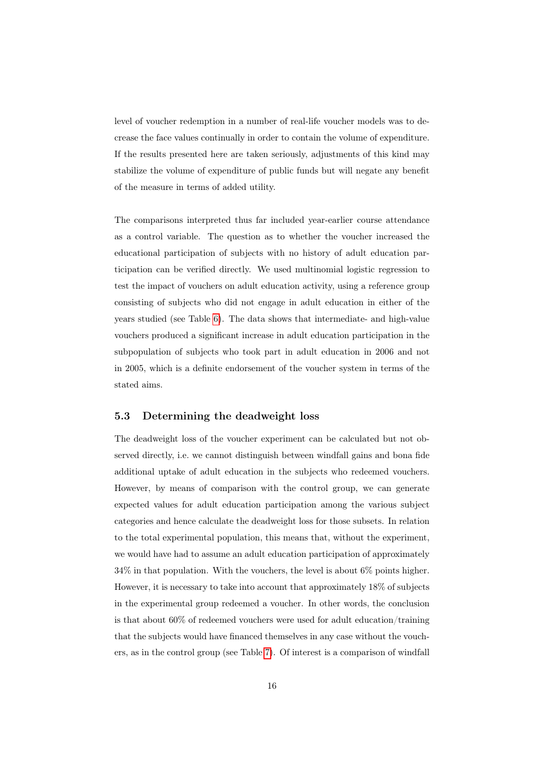level of voucher redemption in a number of real-life voucher models was to decrease the face values continually in order to contain the volume of expenditure. If the results presented here are taken seriously, adjustments of this kind may stabilize the volume of expenditure of public funds but will negate any benefit of the measure in terms of added utility.

The comparisons interpreted thus far included year-earlier course attendance as a control variable. The question as to whether the voucher increased the educational participation of subjects with no history of adult education participation can be verified directly. We used multinomial logistic regression to test the impact of vouchers on adult education activity, using a reference group consisting of subjects who did not engage in adult education in either of the years studied (see Table 6). The data shows that intermediate- and high-value vouchers produced a significant increase in adult education participation in the subpopulation of subjects who took part in adult education in 2006 and not in 2005, which is a definite endorsement of the voucher system in terms of the stated aims.

### 5.3 Determining the deadweight loss

The deadweight loss of the voucher experiment can be calculated but not observed directly, i.e. we cannot distinguish between windfall gains and bona fide additional uptake of adult education in the subjects who redeemed vouchers. However, by means of comparison with the control group, we can generate expected values for adult education participation among the various subject categories and hence calculate the deadweight loss for those subsets. In relation to the total experimental population, this means that, without the experiment, we would have had to assume an adult education participation of approximately 34% in that population. With the vouchers, the level is about 6% points higher. However, it is necessary to take into account that approximately 18% of subjects in the experimental group redeemed a voucher. In other words, the conclusion is that about 60% of redeemed vouchers were used for adult education/training that the subjects would have financed themselves in any case without the vouchers, as in the control group (see Table 7). Of interest is a comparison of windfall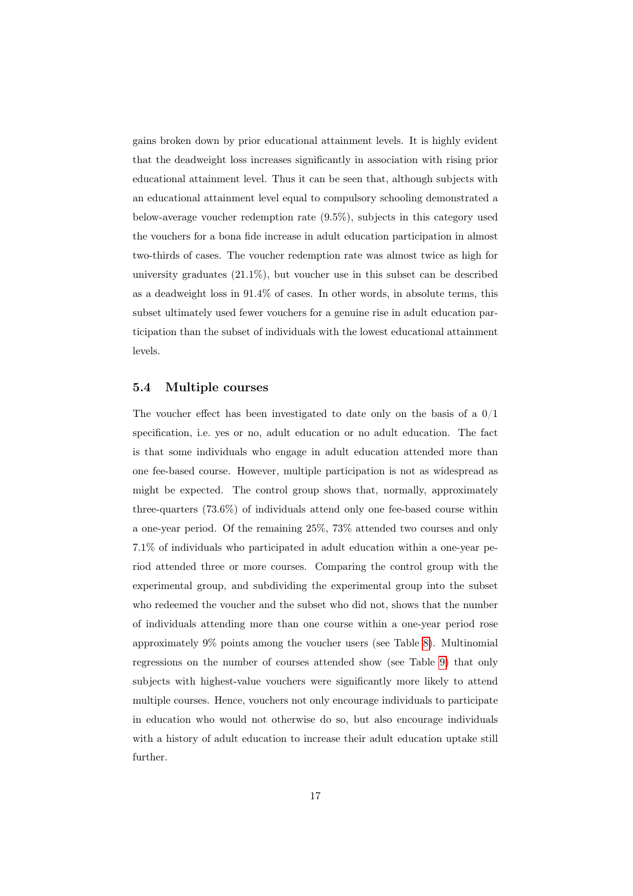gains broken down by prior educational attainment levels. It is highly evident that the deadweight loss increases significantly in association with rising prior educational attainment level. Thus it can be seen that, although subjects with an educational attainment level equal to compulsory schooling demonstrated a below-average voucher redemption rate (9.5%), subjects in this category used the vouchers for a bona fide increase in adult education participation in almost two-thirds of cases. The voucher redemption rate was almost twice as high for university graduates (21.1%), but voucher use in this subset can be described as a deadweight loss in 91.4% of cases. In other words, in absolute terms, this subset ultimately used fewer vouchers for a genuine rise in adult education participation than the subset of individuals with the lowest educational attainment levels.

### 5.4 Multiple courses

The voucher effect has been investigated to date only on the basis of a 0/1 specification, i.e. yes or no, adult education or no adult education. The fact is that some individuals who engage in adult education attended more than one fee-based course. However, multiple participation is not as widespread as might be expected. The control group shows that, normally, approximately three-quarters (73.6%) of individuals attend only one fee-based course within a one-year period. Of the remaining 25%, 73% attended two courses and only 7.1% of individuals who participated in adult education within a one-year period attended three or more courses. Comparing the control group with the experimental group, and subdividing the experimental group into the subset who redeemed the voucher and the subset who did not, shows that the number of individuals attending more than one course within a one-year period rose approximately 9% points among the voucher users (see Table 8). Multinomial regressions on the number of courses attended show (see Table 9) that only subjects with highest-value vouchers were significantly more likely to attend multiple courses. Hence, vouchers not only encourage individuals to participate in education who would not otherwise do so, but also encourage individuals with a history of adult education to increase their adult education uptake still further.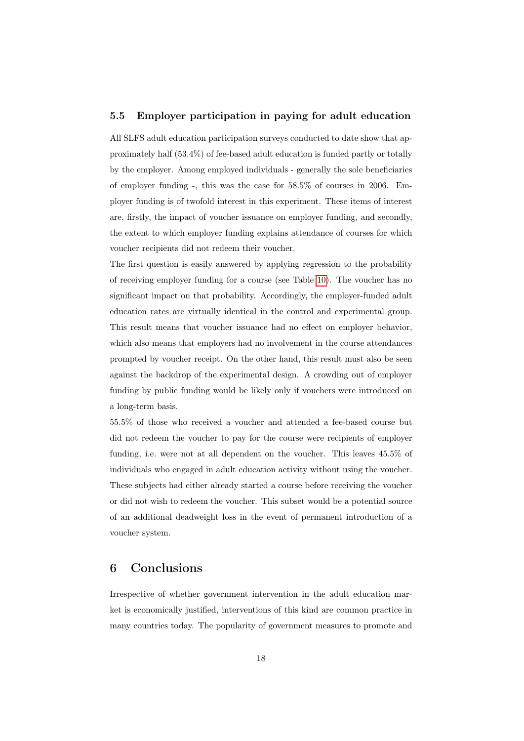### 5.5 Employer participation in paying for adult education

All SLFS adult education participation surveys conducted to date show that approximately half (53.4%) of fee-based adult education is funded partly or totally by the employer. Among employed individuals - generally the sole beneficiaries of employer funding -, this was the case for 58.5% of courses in 2006. Employer funding is of twofold interest in this experiment. These items of interest are, firstly, the impact of voucher issuance on employer funding, and secondly, the extent to which employer funding explains attendance of courses for which voucher recipients did not redeem their voucher.

The first question is easily answered by applying regression to the probability of receiving employer funding for a course (see Table 10). The voucher has no significant impact on that probability. Accordingly, the employer-funded adult education rates are virtually identical in the control and experimental group. This result means that voucher issuance had no effect on employer behavior, which also means that employers had no involvement in the course attendances prompted by voucher receipt. On the other hand, this result must also be seen against the backdrop of the experimental design. A crowding out of employer funding by public funding would be likely only if vouchers were introduced on a long-term basis.

55.5% of those who received a voucher and attended a fee-based course but did not redeem the voucher to pay for the course were recipients of employer funding, i.e. were not at all dependent on the voucher. This leaves 45.5% of individuals who engaged in adult education activity without using the voucher. These subjects had either already started a course before receiving the voucher or did not wish to redeem the voucher. This subset would be a potential source of an additional deadweight loss in the event of permanent introduction of a voucher system.

# 6 Conclusions

Irrespective of whether government intervention in the adult education market is economically justified, interventions of this kind are common practice in many countries today. The popularity of government measures to promote and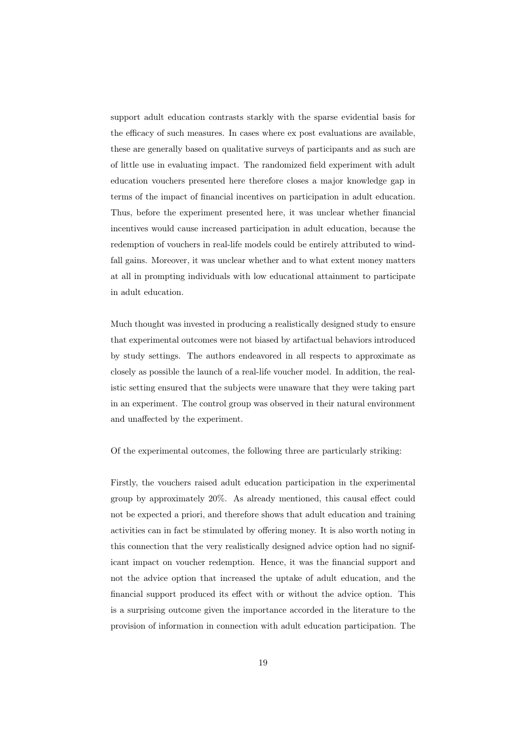support adult education contrasts starkly with the sparse evidential basis for the efficacy of such measures. In cases where ex post evaluations are available, these are generally based on qualitative surveys of participants and as such are of little use in evaluating impact. The randomized field experiment with adult education vouchers presented here therefore closes a major knowledge gap in terms of the impact of financial incentives on participation in adult education. Thus, before the experiment presented here, it was unclear whether financial incentives would cause increased participation in adult education, because the redemption of vouchers in real-life models could be entirely attributed to windfall gains. Moreover, it was unclear whether and to what extent money matters at all in prompting individuals with low educational attainment to participate in adult education.

Much thought was invested in producing a realistically designed study to ensure that experimental outcomes were not biased by artifactual behaviors introduced by study settings. The authors endeavored in all respects to approximate as closely as possible the launch of a real-life voucher model. In addition, the realistic setting ensured that the subjects were unaware that they were taking part in an experiment. The control group was observed in their natural environment and unaffected by the experiment.

Of the experimental outcomes, the following three are particularly striking:

Firstly, the vouchers raised adult education participation in the experimental group by approximately 20%. As already mentioned, this causal effect could not be expected a priori, and therefore shows that adult education and training activities can in fact be stimulated by offering money. It is also worth noting in this connection that the very realistically designed advice option had no significant impact on voucher redemption. Hence, it was the financial support and not the advice option that increased the uptake of adult education, and the financial support produced its effect with or without the advice option. This is a surprising outcome given the importance accorded in the literature to the provision of information in connection with adult education participation. The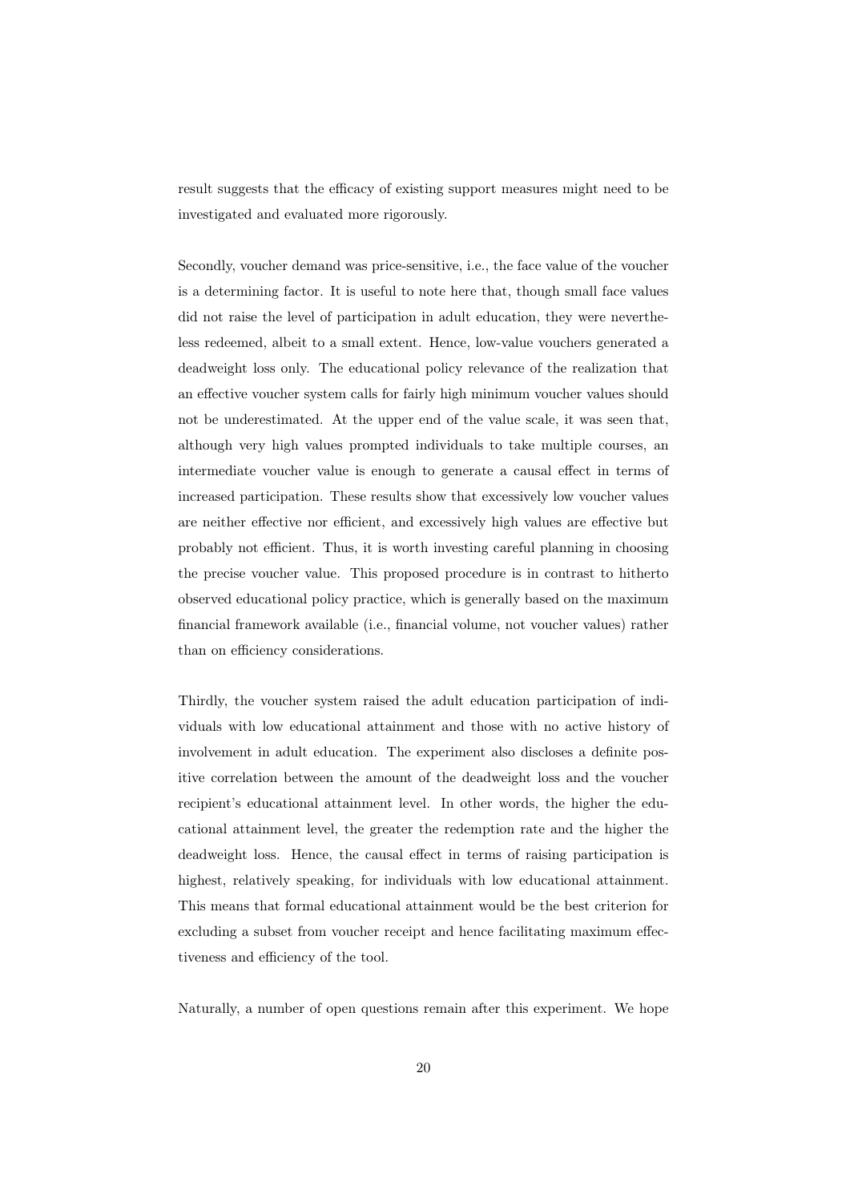result suggests that the efficacy of existing support measures might need to be investigated and evaluated more rigorously.

Secondly, voucher demand was price-sensitive, i.e., the face value of the voucher is a determining factor. It is useful to note here that, though small face values did not raise the level of participation in adult education, they were nevertheless redeemed, albeit to a small extent. Hence, low-value vouchers generated a deadweight loss only. The educational policy relevance of the realization that an effective voucher system calls for fairly high minimum voucher values should not be underestimated. At the upper end of the value scale, it was seen that, although very high values prompted individuals to take multiple courses, an intermediate voucher value is enough to generate a causal effect in terms of increased participation. These results show that excessively low voucher values are neither effective nor efficient, and excessively high values are effective but probably not efficient. Thus, it is worth investing careful planning in choosing the precise voucher value. This proposed procedure is in contrast to hitherto observed educational policy practice, which is generally based on the maximum financial framework available (i.e., financial volume, not voucher values) rather than on efficiency considerations.

Thirdly, the voucher system raised the adult education participation of individuals with low educational attainment and those with no active history of involvement in adult education. The experiment also discloses a definite positive correlation between the amount of the deadweight loss and the voucher recipient's educational attainment level. In other words, the higher the educational attainment level, the greater the redemption rate and the higher the deadweight loss. Hence, the causal effect in terms of raising participation is highest, relatively speaking, for individuals with low educational attainment. This means that formal educational attainment would be the best criterion for excluding a subset from voucher receipt and hence facilitating maximum effectiveness and efficiency of the tool.

Naturally, a number of open questions remain after this experiment. We hope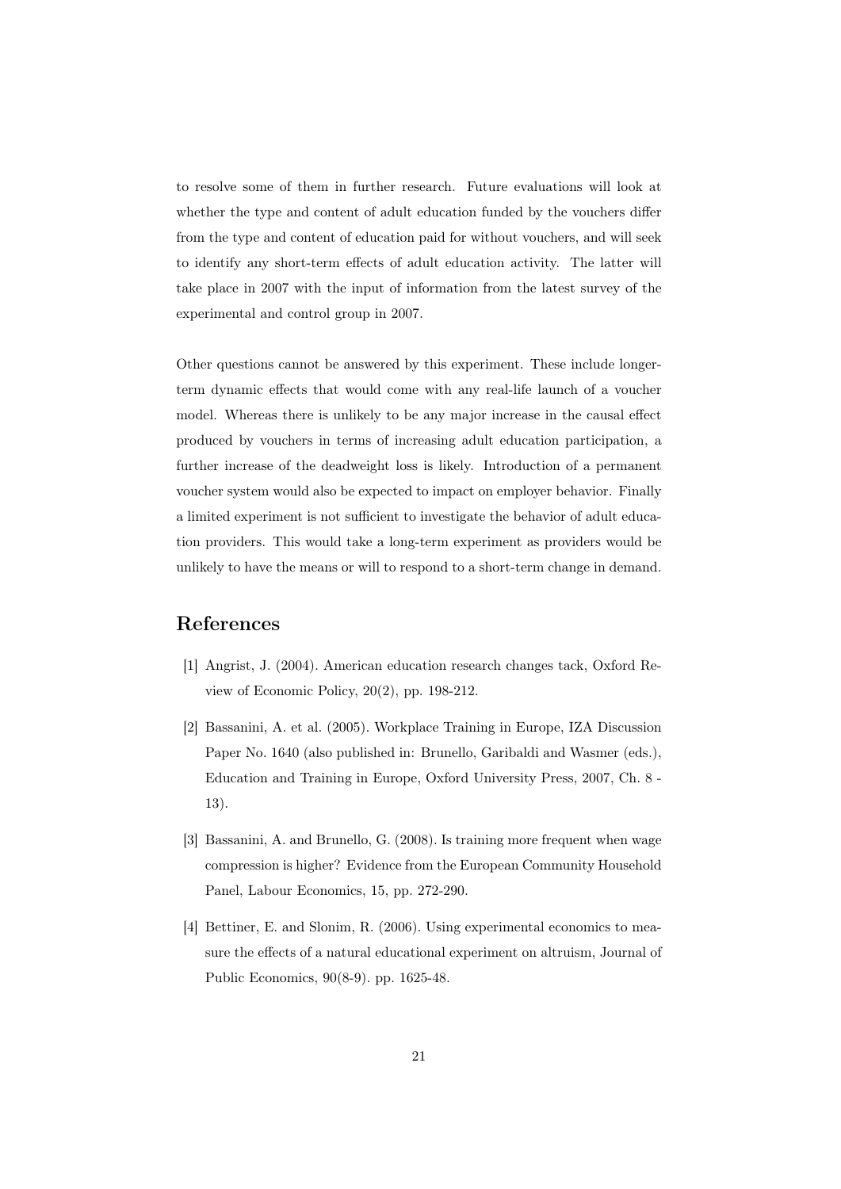to resolve some of them in further research. Future evaluations will look at whether the type and content of adult education funded by the vouchers differ from the type and content of education paid for without vouchers, and will seek to identify any short-term effects of adult education activity. The latter will take place in 2007 with the input of information from the latest survey of the experimental and control group in 2007.

Other questions cannot be answered by this experiment. These include longer-term dynamic effects that would come with any real-life launch of a voucher model. Whereas there is unlikely to be any major increase in the causal effect produced by vouchers in terms of increasing adult education participation, a further increase of the deadweight loss is likely. Introduction of a permanent voucher system would also be expected to impact on employer behavior. Finally a limited experiment is not sufficient to investigate the behavior of adult education providers. This would take a long-term experiment as providers would be unlikely to have the means or will to respond to a short-term change in demand.

## References

[1] Angrist, J. (2004). American education research changes tack, Oxford Review of Economic Policy, 20(2), pp. 198-212.

[2] Bassanini, A. et al. (2005). Workplace Training in Europe, IZA Discussion Paper No. 1640 (also published in: Brunello, Garibaldi and Wasmer (eds.), Education and Training in Europe, Oxford University Press, 2007, Ch. 8 - 13).

[3] Bassanini, A. and Brunello, G. (2008). Is training more frequent when wage compression is higher? Evidence from the European Community Household Panel, Labour Economics, 15, pp. 272-290.

[4] Bettiner, E. and Slonim, R. (2006). Using experimental economics to measure the effects of a natural educational experiment on altruism, Journal of Public Economics, 90(8-9). pp. 1625-48.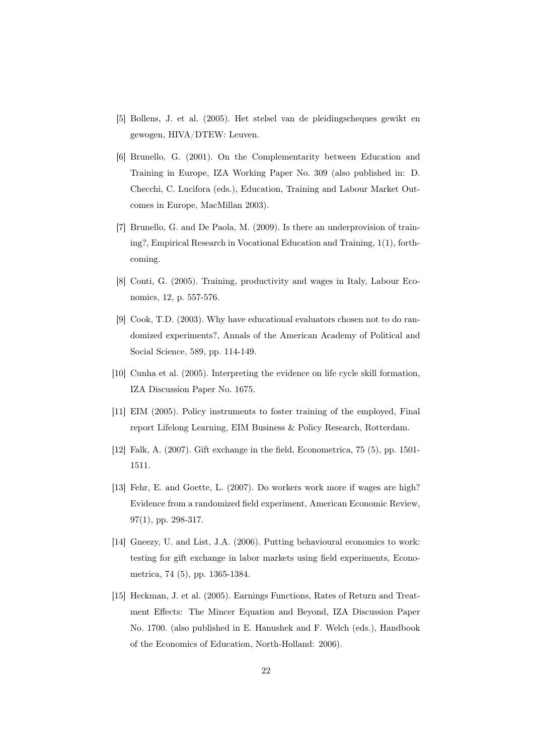[5] Bollens, J. et al. (2005). Het stelsel van de pleidingscheques gewikt en gewogen, HIVA/DTEW: Leuven.

[6] Brunello, G. (2001). On the Complementarity between Education and Training in Europe, IZA Working Paper No. 309 (also published in: D. Checchi, C. Lucifora (eds.), Education, Training and Labour Market Outcomes in Europe, MacMillan 2003).

[7] Brunello, G. and De Paola, M. (2009). Is there an underprovision of training?, Empirical Research in Vocational Education and Training, 1(1), forthcoming.

[8] Conti, G. (2005). Training, productivity and wages in Italy, Labour Economics, 12, p. 557-576.

[9] Cook, T.D. (2003). Why have educational evaluators chosen not to do randomized experiments?, Annals of the American Academy of Political and Social Science, 589, pp. 114-149.

[10] Cunha et al. (2005). Interpreting the evidence on life cycle skill formation, IZA Discussion Paper No. 1675.

[11] EIM (2005). Policy instruments to foster training of the employed, Final report Lifelong Learning, EIM Business & Policy Research, Rotterdam.

[12] Falk, A. (2007). Gift exchange in the field, Econometrica, 75 (5), pp. 1501-1511.

[13] Fehr, E. and Goette, L. (2007). Do workers work more if wages are high? Evidence from a randomized field experiment, American Economic Review, 97(1), pp. 298-317.

[14] Gneezy, U. and List, J.A. (2006). Putting behavioural economics to work: testing for gift exchange in labor markets using field experiments, Econometrica, 74 (5), pp. 1365-1384.

[15] Heckman, J. et al. (2005). Earnings Functions, Rates of Return and Treatment Effects: The Mincer Equation and Beyond, IZA Discussion Paper No. 1700. (also published in E. Hanushek and F. Welch (eds.), Handbook of the Economics of Education, North-Holland: 2006).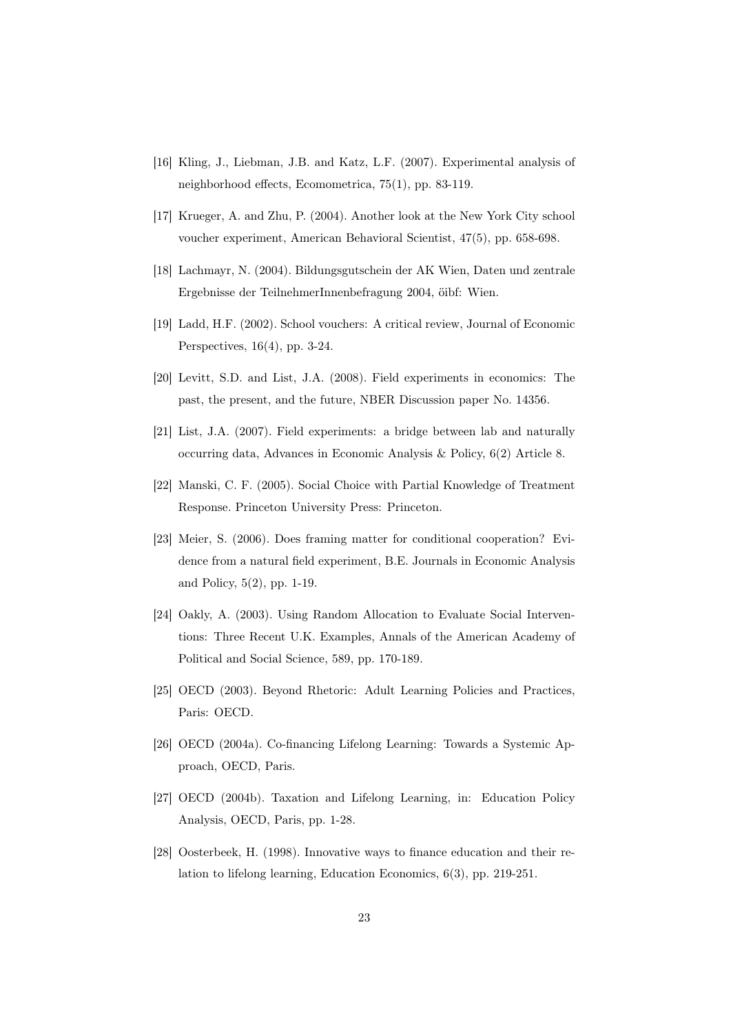[16] Kling, J., Liebman, J.B. and Katz, L.F. (2007). Experimental analysis of neighborhood effects, Ecomometrica, 75(1), pp. 83-119.

[17] Krueger, A. and Zhu, P. (2004). Another look at the New York City school voucher experiment, American Behavioral Scientist, 47(5), pp. 658-698.

[18] Lachmayr, N. (2004). Bildungsgutschein der AK Wien, Daten und zentrale Ergebnisse der TeilnehmerInnenbefragung 2004, öibf: Wien.

[19] Ladd, H.F. (2002). School vouchers: A critical review, Journal of Economic Perspectives, 16(4), pp. 3-24.

[20] Levitt, S.D. and List, J.A. (2008). Field experiments in economics: The past, the present, and the future, NBER Discussion paper No. 14356.

[21] List, J.A. (2007). Field experiments: a bridge between lab and naturally occurring data, Advances in Economic Analysis & Policy, 6(2) Article 8.

[22] Manski, C. F. (2005). Social Choice with Partial Knowledge of Treatment Response. Princeton University Press: Princeton.

[23] Meier, S. (2006). Does framing matter for conditional cooperation? Evidence from a natural field experiment, B.E. Journals in Economic Analysis and Policy, 5(2), pp. 1-19.

[24] Oakly, A. (2003). Using Random Allocation to Evaluate Social Interventions: Three Recent U.K. Examples, Annals of the American Academy of Political and Social Science, 589, pp. 170-189.

[25] OECD (2003). Beyond Rhetoric: Adult Learning Policies and Practices, Paris: OECD.

[26] OECD (2004a). Co-financing Lifelong Learning: Towards a Systemic Approach, OECD, Paris.

[27] OECD (2004b). Taxation and Lifelong Learning, in: Education Policy Analysis, OECD, Paris, pp. 1-28.

[28] Oosterbeek, H. (1998). Innovative ways to finance education and their relation to lifelong learning, Education Economics, 6(3), pp. 219-251.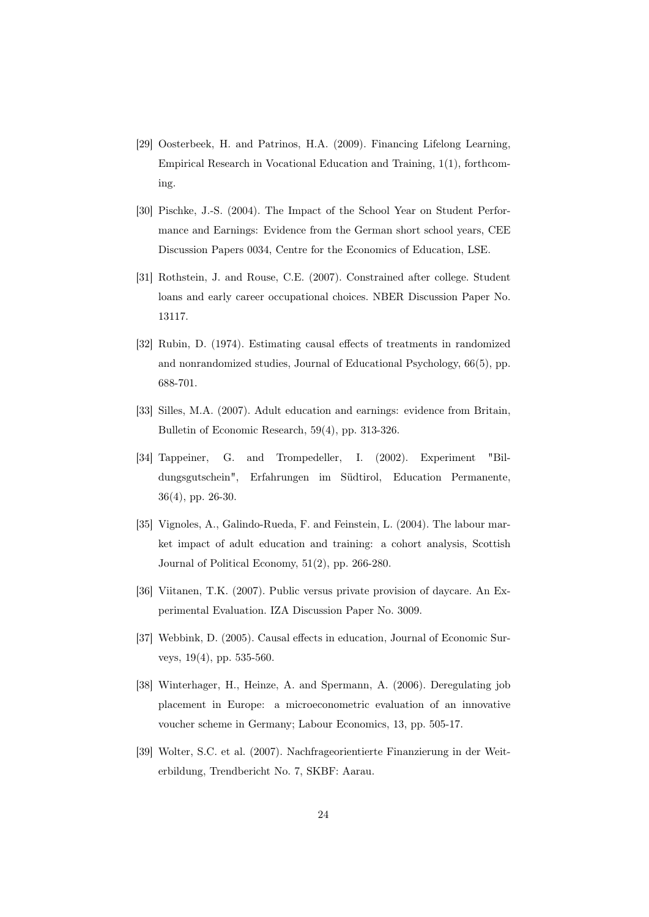[29] Oosterbeek, H. and Patrinos, H.A. (2009). Financing Lifelong Learning, Empirical Research in Vocational Education and Training, 1(1), forthcoming.

[30] Pischke, J.-S. (2004). The Impact of the School Year on Student Performance and Earnings: Evidence from the German short school years, CEE Discussion Papers 0034, Centre for the Economics of Education, LSE.

[31] Rothstein, J. and Rouse, C.E. (2007). Constrained after college. Student loans and early career occupational choices. NBER Discussion Paper No. 13117.

[32] Rubin, D. (1974). Estimating causal effects of treatments in randomized and nonrandomized studies, Journal of Educational Psychology, 66(5), pp. 688-701.

[33] Silles, M.A. (2007). Adult education and earnings: evidence from Britain, Bulletin of Economic Research, 59(4), pp. 313-326.

[34] Tappeiner, G. and Trompedeller, I. (2002). Experiment "Bildungsgutschein", Erfahrungen im Südtirol, Education Permanente, 36(4), pp. 26-30.

[35] Vignoles, A., Galindo-Rueda, F. and Feinstein, L. (2004). The labour market impact of adult education and training: a cohort analysis, Scottish Journal of Political Economy, 51(2), pp. 266-280.

[36] Viitanen, T.K. (2007). Public versus private provision of daycare. An Experimental Evaluation. IZA Discussion Paper No. 3009.

[37] Webbink, D. (2005). Causal effects in education, Journal of Economic Surveys, 19(4), pp. 535-560.

[38] Winterhager, H., Heinze, A. and Spermann, A. (2006). Deregulating job placement in Europe: a microeconometric evaluation of an innovative voucher scheme in Germany; Labour Economics, 13, pp. 505-17.

[39] Wolter, S.C. et al. (2007). Nachfrageorientierte Finanzierung in der Weiterbildung, Trendbericht No. 7, SKBF: Aarau.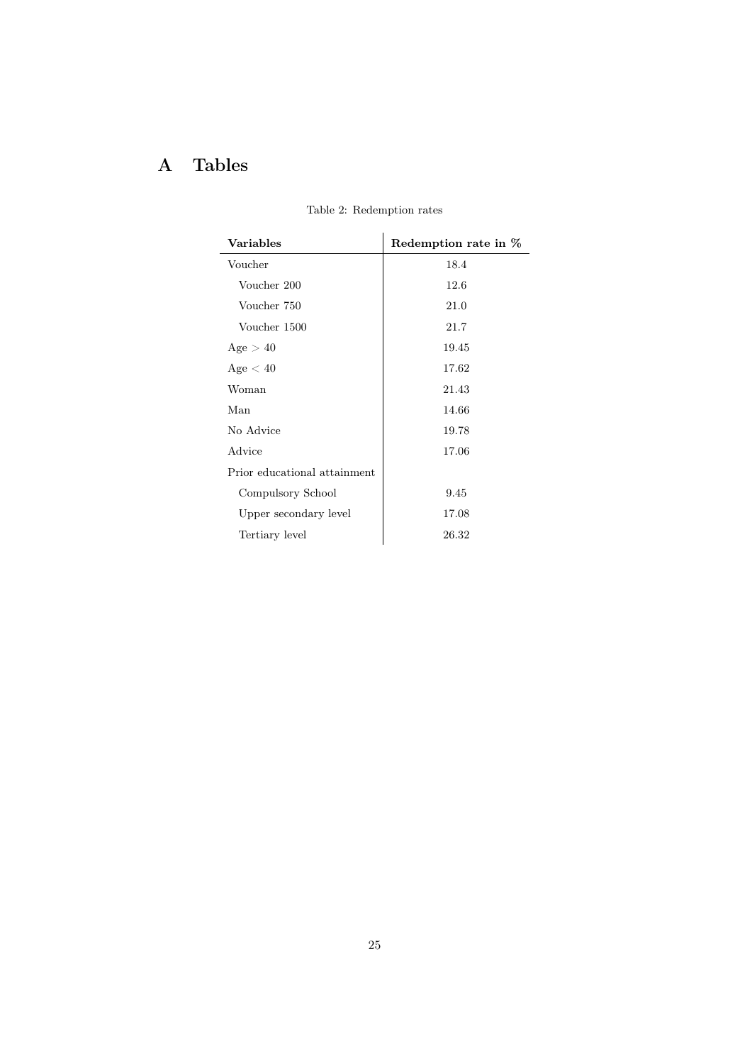# A Tables

Table 2: Redemption rates

| **Variables** | **Redemption rate in %** |
|---|---|
| Voucher | 18.4 |
| Voucher 200 | 12.6 |
| Voucher 750 | 21.0 |
| Voucher 1500 | 21.7 |
| Age $> 40$ | 19.45 |
| Age $< 40$ | 17.62 |
| Woman | 21.43 |
| Man | 14.66 |
| No Advice | 19.78 |
| Advice | 17.06 |
| Prior educational attainment | |
| Compulsory School | 9.45 |
| Upper secondary level | 17.08 |
| Tertiary level | 26.32 |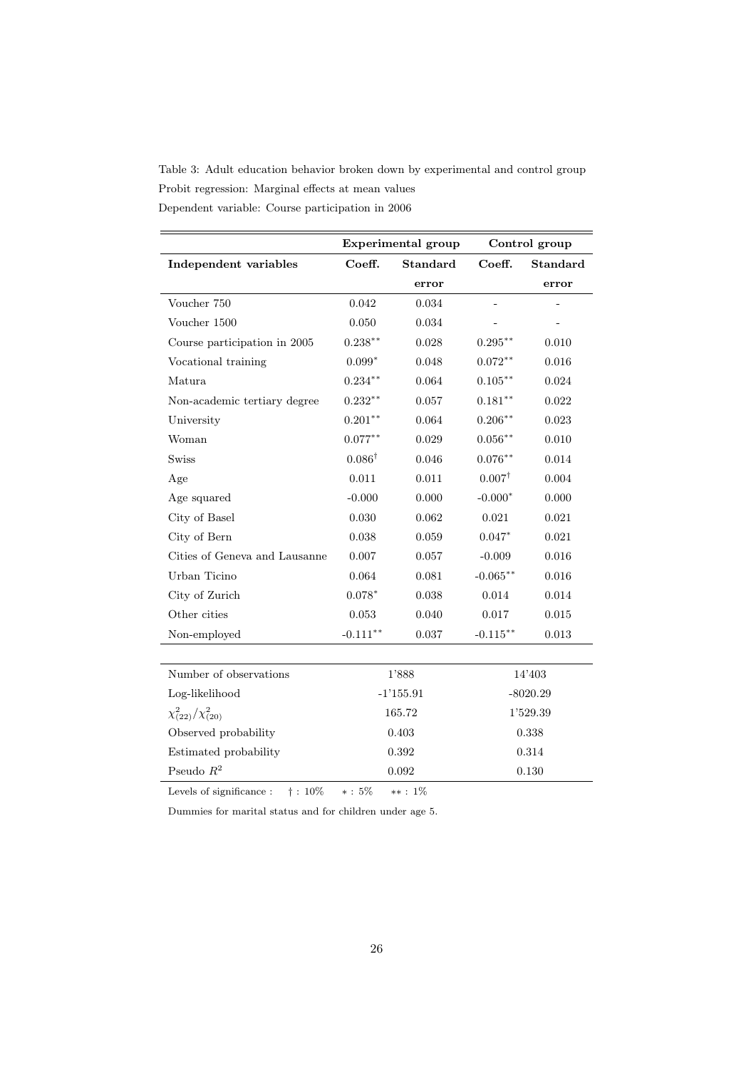Table 3: Adult education behavior broken down by experimental and control group

Probit regression: Marginal effects at mean values

Dependent variable: Course participation in 2006

| | Experimental group | | Control group | |
|---|---|---|---|---|
| **Independent variables** | **Coeff.** | **Standard error** | **Coeff.** | **Standard error** |
| Voucher 750 | 0.042 | 0.034 | - | - |
| Voucher 1500 | 0.050 | 0.034 | - | - |
| Course participation in 2005 | $0.238^{**}$ | 0.028 | $0.295^{**}$ | 0.010 |
| Vocational training | $0.099^{*}$ | 0.048 | $0.072^{**}$ | 0.016 |
| Matura | $0.234^{**}$ | 0.064 | $0.105^{**}$ | 0.024 |
| Non-academic tertiary degree | $0.232^{**}$ | 0.057 | $0.181^{**}$ | 0.022 |
| University | $0.201^{**}$ | 0.064 | $0.206^{**}$ | 0.023 |
| Woman | $0.077^{**}$ | 0.029 | $0.056^{**}$ | 0.010 |
| Swiss | $0.086^{\dagger}$ | 0.046 | $0.076^{**}$ | 0.014 |
| Age | 0.011 | 0.011 | $0.007^{\dagger}$ | 0.004 |
| Age squared | -0.000 | 0.000 | $-0.000^{*}$ | 0.000 |
| City of Basel | 0.030 | 0.062 | 0.021 | 0.021 |
| City of Bern | 0.038 | 0.059 | $0.047^{*}$ | 0.021 |
| Cities of Geneva and Lausanne | 0.007 | 0.057 | -0.009 | 0.016 |
| Urban Ticino | 0.064 | 0.081 | $-0.065^{**}$ | 0.016 |
| City of Zurich | $0.078^{*}$ | 0.038 | 0.014 | 0.014 |
| Other cities | 0.053 | 0.040 | 0.017 | 0.015 |
| Non-employed | $-0.111^{**}$ | 0.037 | $-0.115^{**}$ | 0.013 |
| Number of observations | 1'888 | | 14'403 | |
| Log-likelihood | -1'155.91 | | -8020.29 | |
| $\chi^2_{(22)}/\chi^2_{(20)}$ | 165.72 | | 1'529.39 | |
| Observed probability | 0.403 | | 0.338 | |
| Estimated probability | 0.392 | | 0.314 | |
| Pseudo $R^2$ | 0.092 | | 0.130 | |

Levels of significance : † : 10% * : 5% ** : 1%

Dummies for marital status and for children under age 5.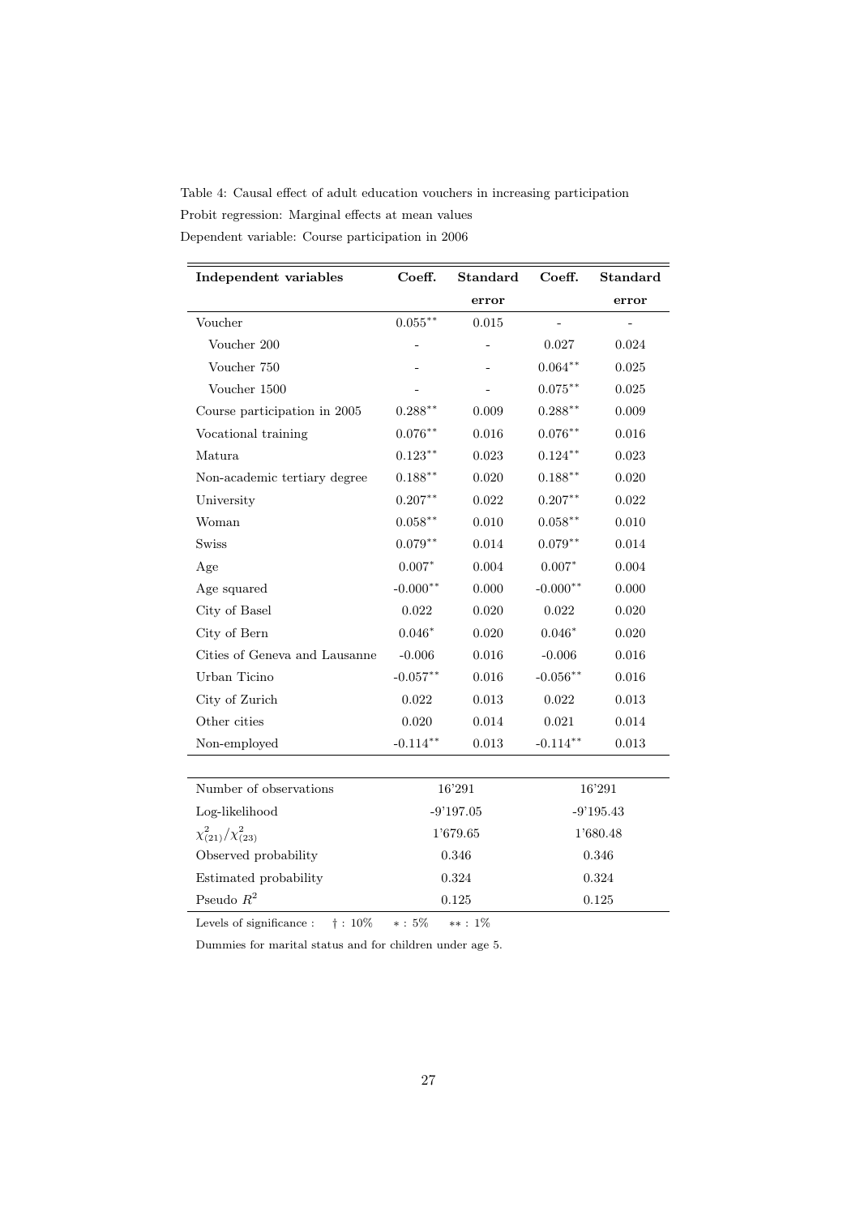Table 4: Causal effect of adult education vouchers in increasing participation

Probit regression: Marginal effects at mean values

Dependent variable: Course participation in 2006

| **Independent variables** | **Coeff.** | **Standard error** | **Coeff.** | **Standard error** |
|---|---|---|---|---|
| Voucher | $0.055^{**}$ | 0.015 | - | - |
| Voucher 200 | - | - | 0.027 | 0.024 |
| Voucher 750 | - | - | $0.064^{**}$ | 0.025 |
| Voucher 1500 | - | - | $0.075^{**}$ | 0.025 |
| Course participation in 2005 | $0.288^{**}$ | 0.009 | $0.288^{**}$ | 0.009 |
| Vocational training | $0.076^{**}$ | 0.016 | $0.076^{**}$ | 0.016 |
| Matura | $0.123^{**}$ | 0.023 | $0.124^{**}$ | 0.023 |
| Non-academic tertiary degree | $0.188^{**}$ | 0.020 | $0.188^{**}$ | 0.020 |
| University | $0.207^{**}$ | 0.022 | $0.207^{**}$ | 0.022 |
| Woman | $0.058^{**}$ | 0.010 | $0.058^{**}$ | 0.010 |
| Swiss | $0.079^{**}$ | 0.014 | $0.079^{**}$ | 0.014 |
| Age | $0.007^{*}$ | 0.004 | $0.007^{*}$ | 0.004 |
| Age squared | $-0.000^{**}$ | 0.000 | $-0.000^{**}$ | 0.000 |
| City of Basel | 0.022 | 0.020 | 0.022 | 0.020 |
| City of Bern | $0.046^{*}$ | 0.020 | $0.046^{*}$ | 0.020 |
| Cities of Geneva and Lausanne | -0.006 | 0.016 | -0.006 | 0.016 |
| Urban Ticino | $-0.057^{**}$ | 0.016 | $-0.056^{**}$ | 0.016 |
| City of Zurich | 0.022 | 0.013 | 0.022 | 0.013 |
| Other cities | 0.020 | 0.014 | 0.021 | 0.014 |
| Non-employed | $-0.114^{**}$ | 0.013 | $-0.114^{**}$ | 0.013 |
| | | | | |
| Number of observations | 16'291 | | 16'291 | |
| Log-likelihood | -9'197.05 | | -9'195.43 | |
| $\chi^2_{(21)}/\chi^2_{(23)}$ | 1'679.65 | | 1'680.48 | |
| Observed probability | 0.346 | | 0.346 | |
| Estimated probability | 0.324 | | 0.324 | |
| Pseudo $R^2$ | 0.125 | | 0.125 | |

Levels of significance : † : 10% $*$ : 5% $**$ : 1%

Dummies for marital status and for children under age 5.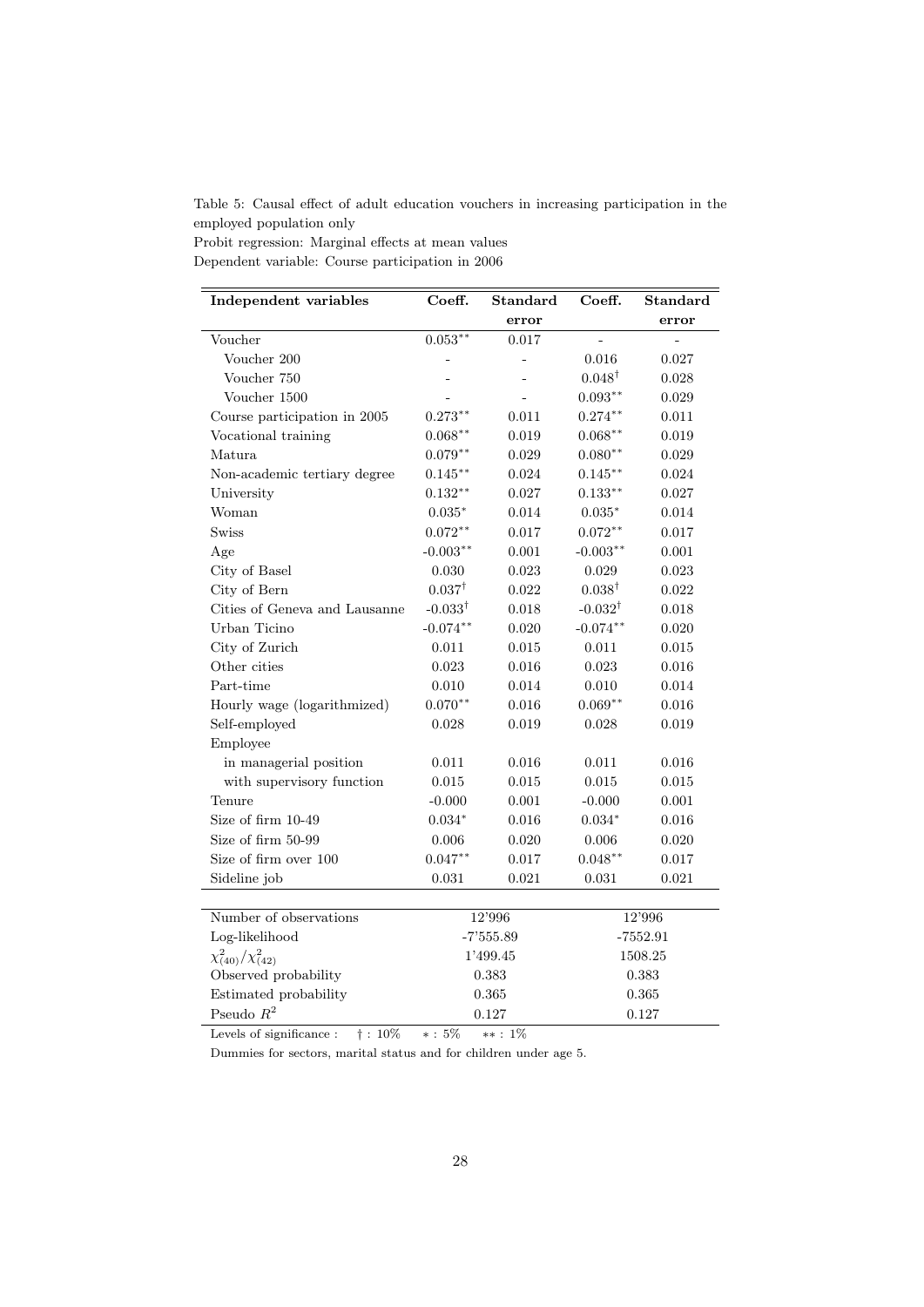Table 5: Causal effect of adult education vouchers in increasing participation in the employed population only

Probit regression: Marginal effects at mean values

Dependent variable: Course participation in 2006

| Independent variables | Coeff. | Standard error | Coeff. | Standard error |
|---|---|---|---|---|
| Voucher | $0.053^{**}$ | 0.017 | - | - |
| Voucher 200 | - | - | 0.016 | 0.027 |
| Voucher 750 | - | - | $0.048^{\dagger}$ | 0.028 |
| Voucher 1500 | - | - | $0.093^{**}$ | 0.029 |
| Course participation in 2005 | $0.273^{**}$ | 0.011 | $0.274^{**}$ | 0.011 |
| Vocational training | $0.068^{**}$ | 0.019 | $0.068^{**}$ | 0.019 |
| Matura | $0.079^{**}$ | 0.029 | $0.080^{**}$ | 0.029 |
| Non-academic tertiary degree | $0.145^{**}$ | 0.024 | $0.145^{**}$ | 0.024 |
| University | $0.132^{**}$ | 0.027 | $0.133^{**}$ | 0.027 |
| Woman | $0.035^{*}$ | 0.014 | $0.035^{*}$ | 0.014 |
| Swiss | $0.072^{**}$ | 0.017 | $0.072^{**}$ | 0.017 |
| Age | $-0.003^{**}$ | 0.001 | $-0.003^{**}$ | 0.001 |
| City of Basel | 0.030 | 0.023 | 0.029 | 0.023 |
| City of Bern | $0.037^{\dagger}$ | 0.022 | $0.038^{\dagger}$ | 0.022 |
| Cities of Geneva and Lausanne | $-0.033^{\dagger}$ | 0.018 | $-0.032^{\dagger}$ | 0.018 |
| Urban Ticino | $-0.074^{**}$ | 0.020 | $-0.074^{**}$ | 0.020 |
| City of Zurich | 0.011 | 0.015 | 0.011 | 0.015 |
| Other cities | 0.023 | 0.016 | 0.023 | 0.016 |
| Part-time | 0.010 | 0.014 | 0.010 | 0.014 |
| Hourly wage (logarithmized) | $0.070^{**}$ | 0.016 | $0.069^{**}$ | 0.016 |
| Self-employed | 0.028 | 0.019 | 0.028 | 0.019 |
| Employee | | | | |
| in managerial position | 0.011 | 0.016 | 0.011 | 0.016 |
| with supervisory function | 0.015 | 0.015 | 0.015 | 0.015 |
| Tenure | -0.000 | 0.001 | -0.000 | 0.001 |
| Size of firm 10-49 | $0.034^{*}$ | 0.016 | $0.034^{*}$ | 0.016 |
| Size of firm 50-99 | 0.006 | 0.020 | 0.006 | 0.020 |
| Size of firm over 100 | $0.047^{**}$ | 0.017 | $0.048^{**}$ | 0.017 |
| Sideline job | 0.031 | 0.021 | 0.031 | 0.021 |
| Number of observations | 12'996 | | 12'996 | |
| Log-likelihood | -7'555.89 | | -7552.91 | |
| $\chi^2_{(40)}/\chi^2_{(42)}$ | 1'499.45 | | 1508.25 | |
| Observed probability | 0.383 | | 0.383 | |
| Estimated probability | 0.365 | | 0.365 | |
| Pseudo $R^2$ | 0.127 | | 0.127 | |

Levels of significance : $\dagger$ : 10% $*$ : 5% $**$ : 1%

Dummies for sectors, marital status and for children under age 5.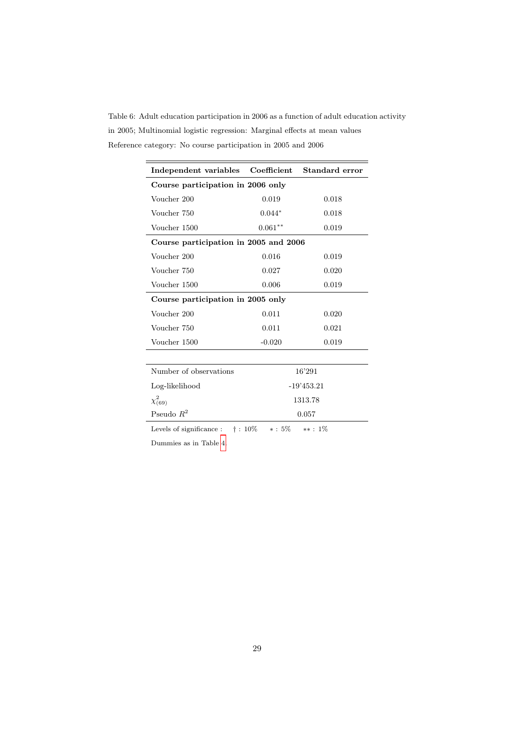Table 6: Adult education participation in 2006 as a function of adult education activity in 2005; Multinomial logistic regression: Marginal effects at mean values

Reference category: No course participation in 2005 and 2006

| Independent variables | Coefficient | Standard error |
|---|---|---|
| **Course participation in 2006 only** | | |
| Voucher 200 | 0.019 | 0.018 |
| Voucher 750 | $0.044^{*}$ | 0.018 |
| Voucher 1500 | $0.061^{**}$ | 0.019 |
| **Course participation in 2005 and 2006** | | |
| Voucher 200 | 0.016 | 0.019 |
| Voucher 750 | 0.027 | 0.020 |
| Voucher 1500 | 0.006 | 0.019 |
| **Course participation in 2005 only** | | |
| Voucher 200 | 0.011 | 0.020 |
| Voucher 750 | 0.011 | 0.021 |
| Voucher 1500 | -0.020 | 0.019 |
| Number of observations | 16'291 | |
| Log-likelihood | -19'453.21 | |
| $\chi^2_{(69)}$ | 1313.78 | |
| Pseudo $R^2$ | 0.057 | |

Levels of significance : † : 10% $*$ : 5% $**$ : 1%

Dummies as in Table 4.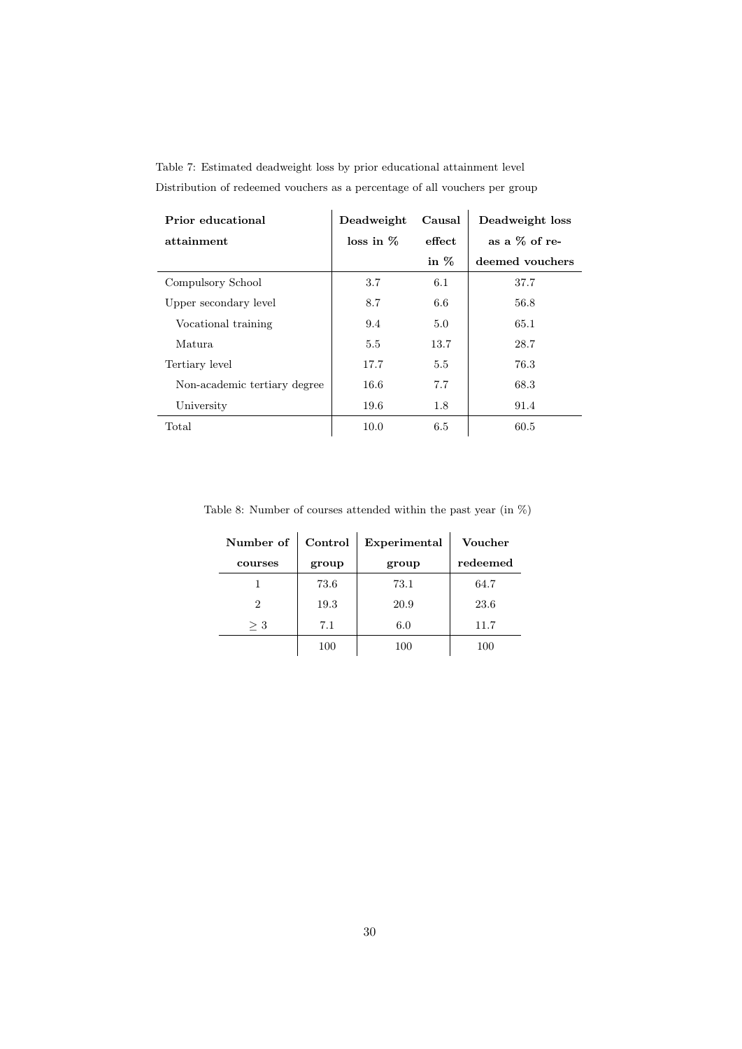Table 7: Estimated deadweight loss by prior educational attainment level

Distribution of redeemed vouchers as a percentage of all vouchers per group

| **Prior educational attainment** | **Deadweight loss in %** | **Causal effect in %** | **Deadweight loss as a % of redeemed vouchers** |
|---|---|---|---|
| Compulsory School | 3.7 | 6.1 | 37.7 |
| Upper secondary level | 8.7 | 6.6 | 56.8 |
| Vocational training | 9.4 | 5.0 | 65.1 |
| Matura | 5.5 | 13.7 | 28.7 |
| Tertiary level | 17.7 | 5.5 | 76.3 |
| Non-academic tertiary degree | 16.6 | 7.7 | 68.3 |
| University | 19.6 | 1.8 | 91.4 |
| Total | 10.0 | 6.5 | 60.5 |

Table 8: Number of courses attended within the past year (in %)

| **Number of courses** | **Control group** | **Experimental group** | **Voucher redeemed** |
|---|---|---|---|
| 1 | 73.6 | 73.1 | 64.7 |
| 2 | 19.3 | 20.9 | 23.6 |
| $\geq 3$ | 7.1 | 6.0 | 11.7 |
| | 100 | 100 | 100 |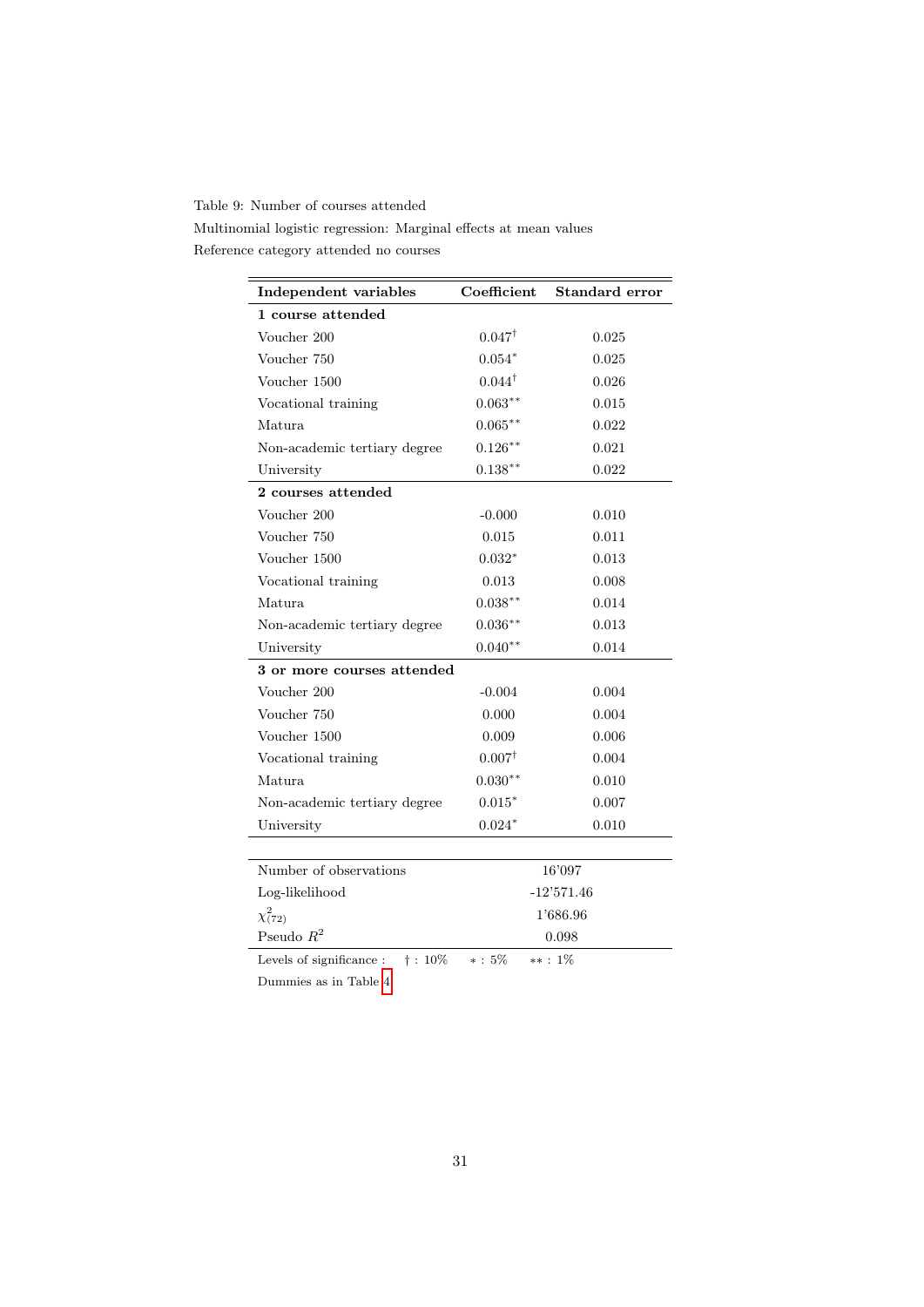Table 9: Number of courses attended

Multinomial logistic regression: Marginal effects at mean values

Reference category attended no courses

| Independent variables | Coefficient | Standard error |
|---|---|---|
| **1 course attended** | | |
| Voucher 200 | $0.047^{\dagger}$ | 0.025 |
| Voucher 750 | $0.054^{*}$ | 0.025 |
| Voucher 1500 | $0.044^{\dagger}$ | 0.026 |
| Vocational training | $0.063^{**}$ | 0.015 |
| Matura | $0.065^{**}$ | 0.022 |
| Non-academic tertiary degree | $0.126^{**}$ | 0.021 |
| University | $0.138^{**}$ | 0.022 |
| **2 courses attended** | | |
| Voucher 200 | -0.000 | 0.010 |
| Voucher 750 | 0.015 | 0.011 |
| Voucher 1500 | $0.032^{*}$ | 0.013 |
| Vocational training | 0.013 | 0.008 |
| Matura | $0.038^{**}$ | 0.014 |
| Non-academic tertiary degree | $0.036^{**}$ | 0.013 |
| University | $0.040^{**}$ | 0.014 |
| **3 or more courses attended** | | |
| Voucher 200 | -0.004 | 0.004 |
| Voucher 750 | 0.000 | 0.004 |
| Voucher 1500 | 0.009 | 0.006 |
| Vocational training | $0.007^{\dagger}$ | 0.004 |
| Matura | $0.030^{**}$ | 0.010 |
| Non-academic tertiary degree | $0.015^{*}$ | 0.007 |
| University | $0.024^{*}$ | 0.010 |

| | |
|---|---|
| Number of observations | 16'097 |
| Log-likelihood | -12'571.46 |
| $\chi^2_{(72)}$ | 1'686.96 |
| Pseudo $R^2$ | 0.098 |

Levels of significance : † : 10% $*$ : 5% $**$ : 1%

Dummies as in Table 4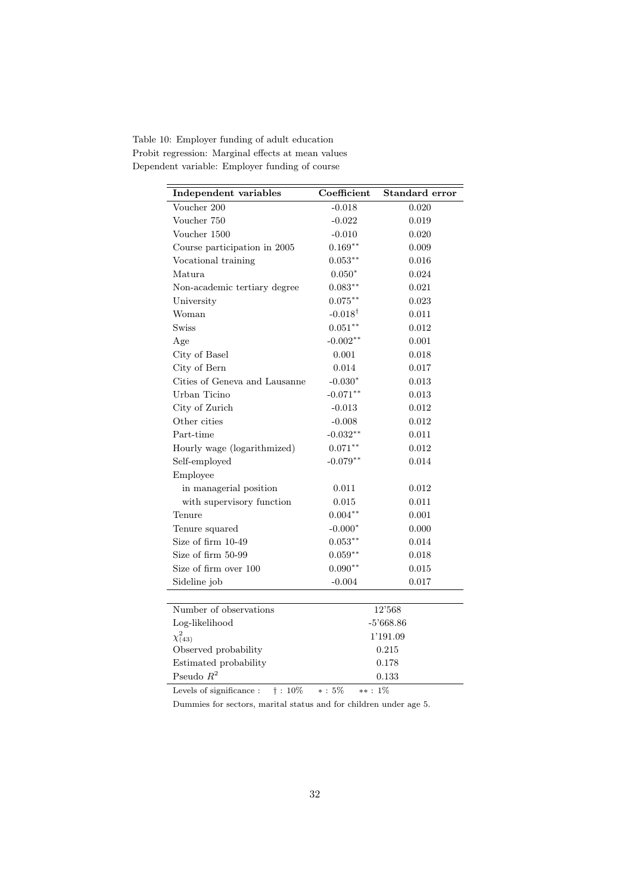Table 10: Employer funding of adult education
Probit regression: Marginal effects at mean values
Dependent variable: Employer funding of course

| Independent variables | Coefficient | Standard error |
|---|---|---|
| Voucher 200 | -0.018 | 0.020 |
| Voucher 750 | -0.022 | 0.019 |
| Voucher 1500 | -0.010 | 0.020 |
| Course participation in 2005 | $0.169^{**}$ | 0.009 |
| Vocational training | $0.053^{**}$ | 0.016 |
| Matura | $0.050^{*}$ | 0.024 |
| Non-academic tertiary degree | $0.083^{**}$ | 0.021 |
| University | $0.075^{**}$ | 0.023 |
| Woman | $-0.018^{\dagger}$ | 0.011 |
| Swiss | $0.051^{**}$ | 0.012 |
| Age | $-0.002^{**}$ | 0.001 |
| City of Basel | 0.001 | 0.018 |
| City of Bern | 0.014 | 0.017 |
| Cities of Geneva and Lausanne | $-0.030^{*}$ | 0.013 |
| Urban Ticino | $-0.071^{**}$ | 0.013 |
| City of Zurich | -0.013 | 0.012 |
| Other cities | -0.008 | 0.012 |
| Part-time | $-0.032^{**}$ | 0.011 |
| Hourly wage (logarithmized) | $0.071^{**}$ | 0.012 |
| Self-employed | $-0.079^{**}$ | 0.014 |
| Employee | | |
| in managerial position | 0.011 | 0.012 |
| with supervisory function | 0.015 | 0.011 |
| Tenure | $0.004^{**}$ | 0.001 |
| Tenure squared | $-0.000^{*}$ | 0.000 |
| Size of firm 10-49 | $0.053^{**}$ | 0.014 |
| Size of firm 50-99 | $0.059^{**}$ | 0.018 |
| Size of firm over 100 | $0.090^{**}$ | 0.015 |
| Sideline job | -0.004 | 0.017 |
| | | |
| Number of observations | 12'568 | |
| Log-likelihood | -5'668.86 | |
| $\chi^2_{(43)}$ | 1'191.09 | |
| Observed probability | 0.215 | |
| Estimated probability | 0.178 | |
| Pseudo $R^2$ | 0.133 | |

Levels of significance : † : 10% $*$ : 5% $**$ : 1%

Dummies for sectors, marital status and for children under age 5.